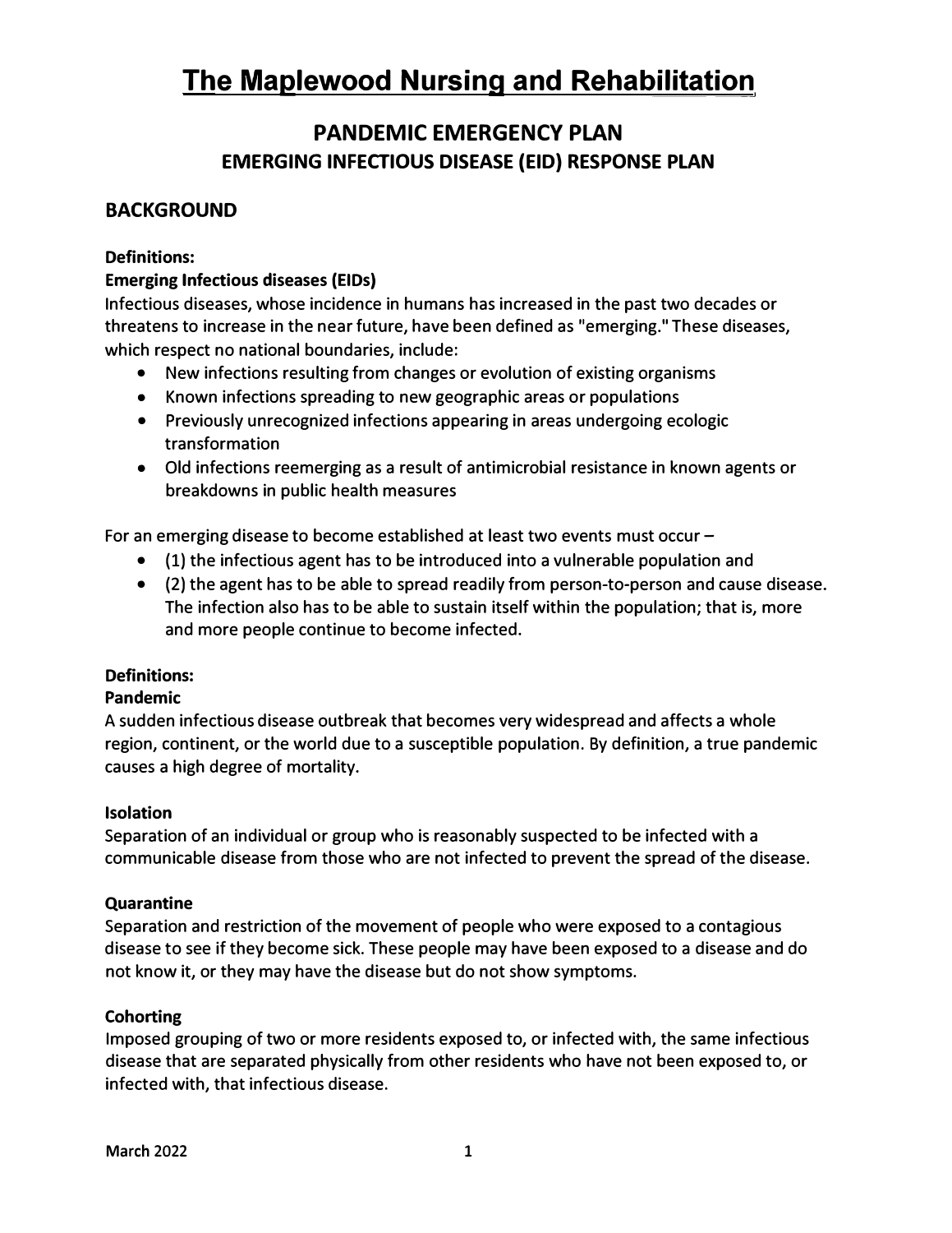# The Maplewood Nursing and Rehabilitation

## PANDEMIC EMERGENCY PLAN
## EMERGING INFECTIOUS DISEASE (EID) RESPONSE PLAN

## BACKGROUND

**Definitions:**

**Emerging Infectious diseases (EIDs)**

Infectious diseases, whose incidence in humans has increased in the past two decades or threatens to increase in the near future, have been defined as "emerging." These diseases, which respect no national boundaries, include:

- New infections resulting from changes or evolution of existing organisms
- Known infections spreading to new geographic areas or populations
- Previously unrecognized infections appearing in areas undergoing ecologic transformation
- Old infections reemerging as a result of antimicrobial resistance in known agents or breakdowns in public health measures

For an emerging disease to become established at least two events must occur –

- (1) the infectious agent has to be introduced into a vulnerable population and
- (2) the agent has to be able to spread readily from person-to-person and cause disease. The infection also has to be able to sustain itself within the population; that is, more and more people continue to become infected.

**Definitions:**

**Pandemic**

A sudden infectious disease outbreak that becomes very widespread and affects a whole region, continent, or the world due to a susceptible population. By definition, a true pandemic causes a high degree of mortality.

**Isolation**

Separation of an individual or group who is reasonably suspected to be infected with a communicable disease from those who are not infected to prevent the spread of the disease.

**Quarantine**

Separation and restriction of the movement of people who were exposed to a contagious disease to see if they become sick. These people may have been exposed to a disease and do not know it, or they may have the disease but do not show symptoms.

**Cohorting**

Imposed grouping of two or more residents exposed to, or infected with, the same infectious disease that are separated physically from other residents who have not been exposed to, or infected with, that infectious disease.

March 2022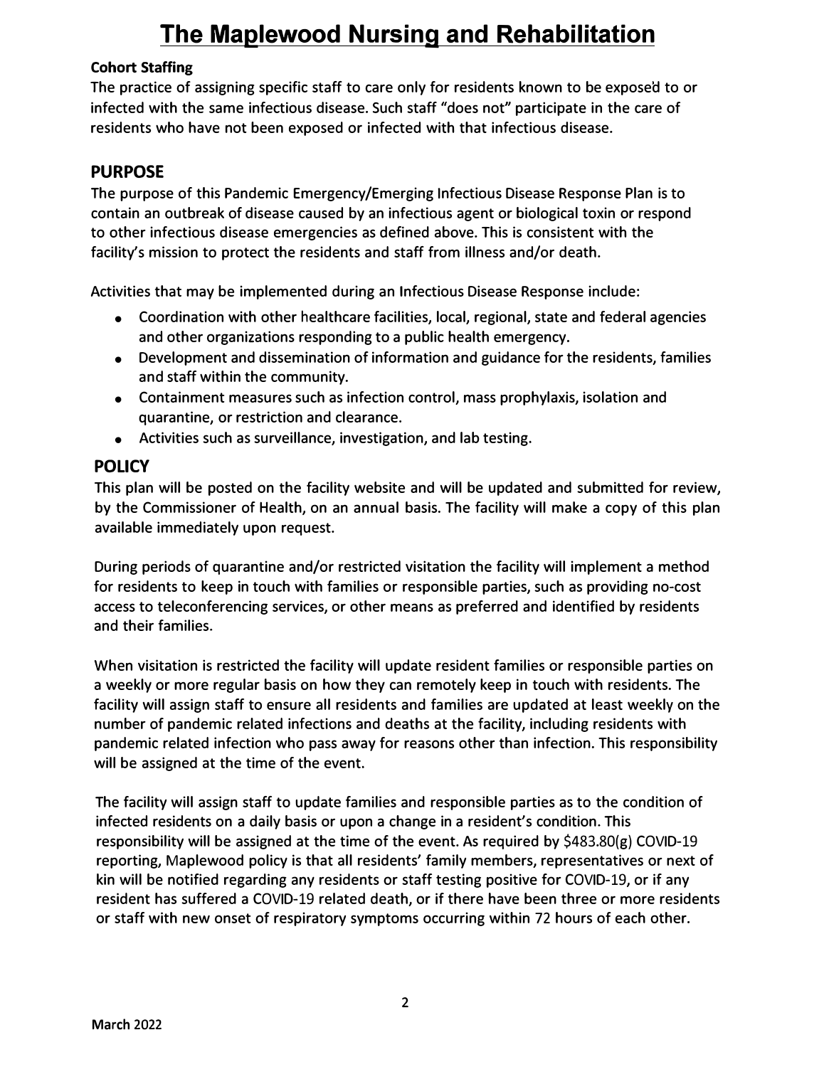**Cohort Staffing**

The practice of assigning specific staff to care only for residents known to be exposed to or infected with the same infectious disease. Such staff "does not" participate in the care of residents who have not been exposed or infected with that infectious disease.

## PURPOSE

The purpose of this Pandemic Emergency/Emerging Infectious Disease Response Plan is to contain an outbreak of disease caused by an infectious agent or biological toxin or respond to other infectious disease emergencies as defined above. This is consistent with the facility's mission to protect the residents and staff from illness and/or death.

Activities that may be implemented during an Infectious Disease Response include:

- Coordination with other healthcare facilities, local, regional, state and federal agencies and other organizations responding to a public health emergency.
- Development and dissemination of information and guidance for the residents, families and staff within the community.
- Containment measures such as infection control, mass prophylaxis, isolation and quarantine, or restriction and clearance.
- Activities such as surveillance, investigation, and lab testing.

## POLICY

This plan will be posted on the facility website and will be updated and submitted for review, by the Commissioner of Health, on an annual basis. The facility will make a copy of this plan available immediately upon request.

During periods of quarantine and/or restricted visitation the facility will implement a method for residents to keep in touch with families or responsible parties, such as providing no-cost access to teleconferencing services, or other means as preferred and identified by residents and their families.

When visitation is restricted the facility will update resident families or responsible parties on a weekly or more regular basis on how they can remotely keep in touch with residents. The facility will assign staff to ensure all residents and families are updated at least weekly on the number of pandemic related infections and deaths at the facility, including residents with pandemic related infection who pass away for reasons other than infection. This responsibility will be assigned at the time of the event.

The facility will assign staff to update families and responsible parties as to the condition of infected residents on a daily basis or upon a change in a resident's condition. This responsibility will be assigned at the time of the event. As required by $483.80(g) COVID-19 reporting, Maplewood policy is that all residents' family members, representatives or next of kin will be notified regarding any residents or staff testing positive for COVID-19, or if any resident has suffered a COVID-19 related death, or if there have been three or more residents or staff with new onset of respiratory symptoms occurring within 72 hours of each other.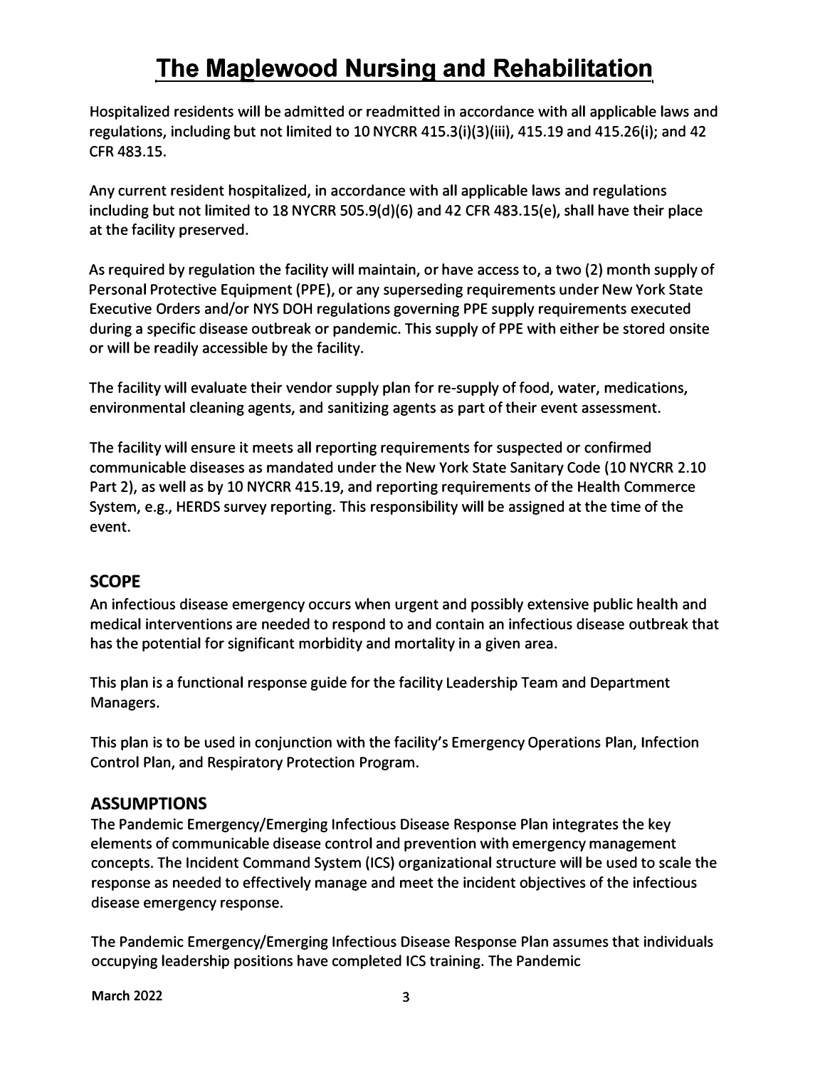Hospitalized residents will be admitted or readmitted in accordance with all applicable laws and regulations, including but not limited to 10 NYCRR 415.3(i)(3)(iii), 415.19 and 415.26(i); and 42 CFR 483.15.

Any current resident hospitalized, in accordance with all applicable laws and regulations including but not limited to 18 NYCRR 505.9(d)(6) and 42 CFR 483.15(e), shall have their place at the facility preserved.

As required by regulation the facility will maintain, or have access to, a two (2) month supply of Personal Protective Equipment (PPE), or any superseding requirements under New York State Executive Orders and/or NYS DOH regulations governing PPE supply requirements executed during a specific disease outbreak or pandemic. This supply of PPE with either be stored onsite or will be readily accessible by the facility.

The facility will evaluate their vendor supply plan for re-supply of food, water, medications, environmental cleaning agents, and sanitizing agents as part of their event assessment.

The facility will ensure it meets all reporting requirements for suspected or confirmed communicable diseases as mandated under the New York State Sanitary Code (10 NYCRR 2.10 Part 2), as well as by 10 NYCRR 415.19, and reporting requirements of the Health Commerce System, e.g., HERDS survey reporting. This responsibility will be assigned at the time of the event.

## SCOPE

An infectious disease emergency occurs when urgent and possibly extensive public health and medical interventions are needed to respond to and contain an infectious disease outbreak that has the potential for significant morbidity and mortality in a given area.

This plan is a functional response guide for the facility Leadership Team and Department Managers.

This plan is to be used in conjunction with the facility's Emergency Operations Plan, Infection Control Plan, and Respiratory Protection Program.

## ASSUMPTIONS

The Pandemic Emergency/Emerging Infectious Disease Response Plan integrates the key elements of communicable disease control and prevention with emergency management concepts. The Incident Command System (ICS) organizational structure will be used to scale the response as needed to effectively manage and meet the incident objectives of the infectious disease emergency response.

The Pandemic Emergency/Emerging Infectious Disease Response Plan assumes that individuals occupying leadership positions have completed ICS training. The Pandemic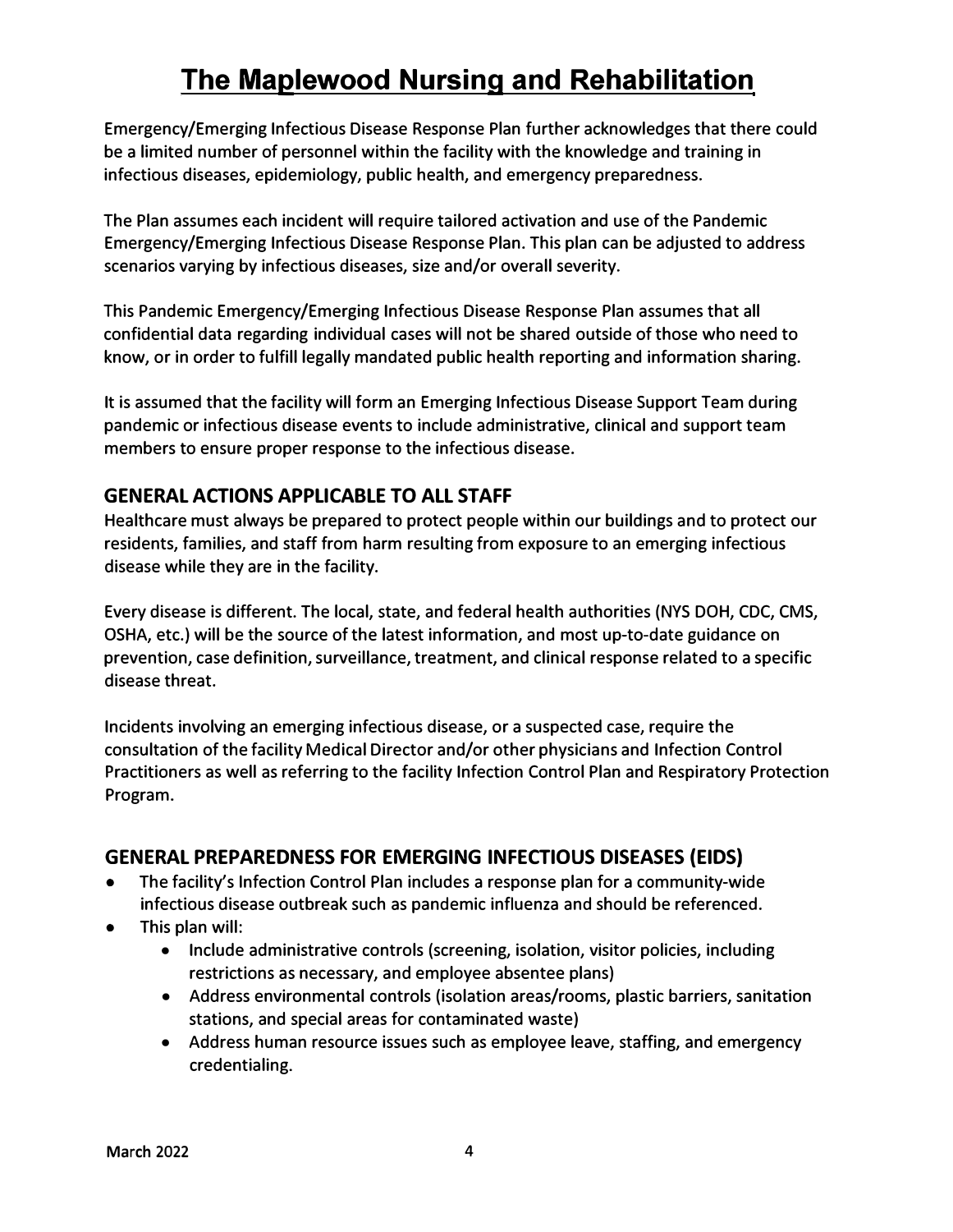# The Maplewood Nursing and Rehabilitation

Emergency/Emerging Infectious Disease Response Plan further acknowledges that there could be a limited number of personnel within the facility with the knowledge and training in infectious diseases, epidemiology, public health, and emergency preparedness.

The Plan assumes each incident will require tailored activation and use of the Pandemic Emergency/Emerging Infectious Disease Response Plan. This plan can be adjusted to address scenarios varying by infectious diseases, size and/or overall severity.

This Pandemic Emergency/Emerging Infectious Disease Response Plan assumes that all confidential data regarding individual cases will not be shared outside of those who need to know, or in order to fulfill legally mandated public health reporting and information sharing.

It is assumed that the facility will form an Emerging Infectious Disease Support Team during pandemic or infectious disease events to include administrative, clinical and support team members to ensure proper response to the infectious disease.

## GENERAL ACTIONS APPLICABLE TO ALL STAFF

Healthcare must always be prepared to protect people within our buildings and to protect our residents, families, and staff from harm resulting from exposure to an emerging infectious disease while they are in the facility.

Every disease is different. The local, state, and federal health authorities (NYS DOH, CDC, CMS, OSHA, etc.) will be the source of the latest information, and most up-to-date guidance on prevention, case definition, surveillance, treatment, and clinical response related to a specific disease threat.

Incidents involving an emerging infectious disease, or a suspected case, require the consultation of the facility Medical Director and/or other physicians and Infection Control Practitioners as well as referring to the facility Infection Control Plan and Respiratory Protection Program.

## GENERAL PREPAREDNESS FOR EMERGING INFECTIOUS DISEASES (EIDS)

- The facility's Infection Control Plan includes a response plan for a community-wide infectious disease outbreak such as pandemic influenza and should be referenced.
- This plan will:
  - Include administrative controls (screening, isolation, visitor policies, including restrictions as necessary, and employee absentee plans)
  - Address environmental controls (isolation areas/rooms, plastic barriers, sanitation stations, and special areas for contaminated waste)
  - Address human resource issues such as employee leave, staffing, and emergency credentialing.

March 2022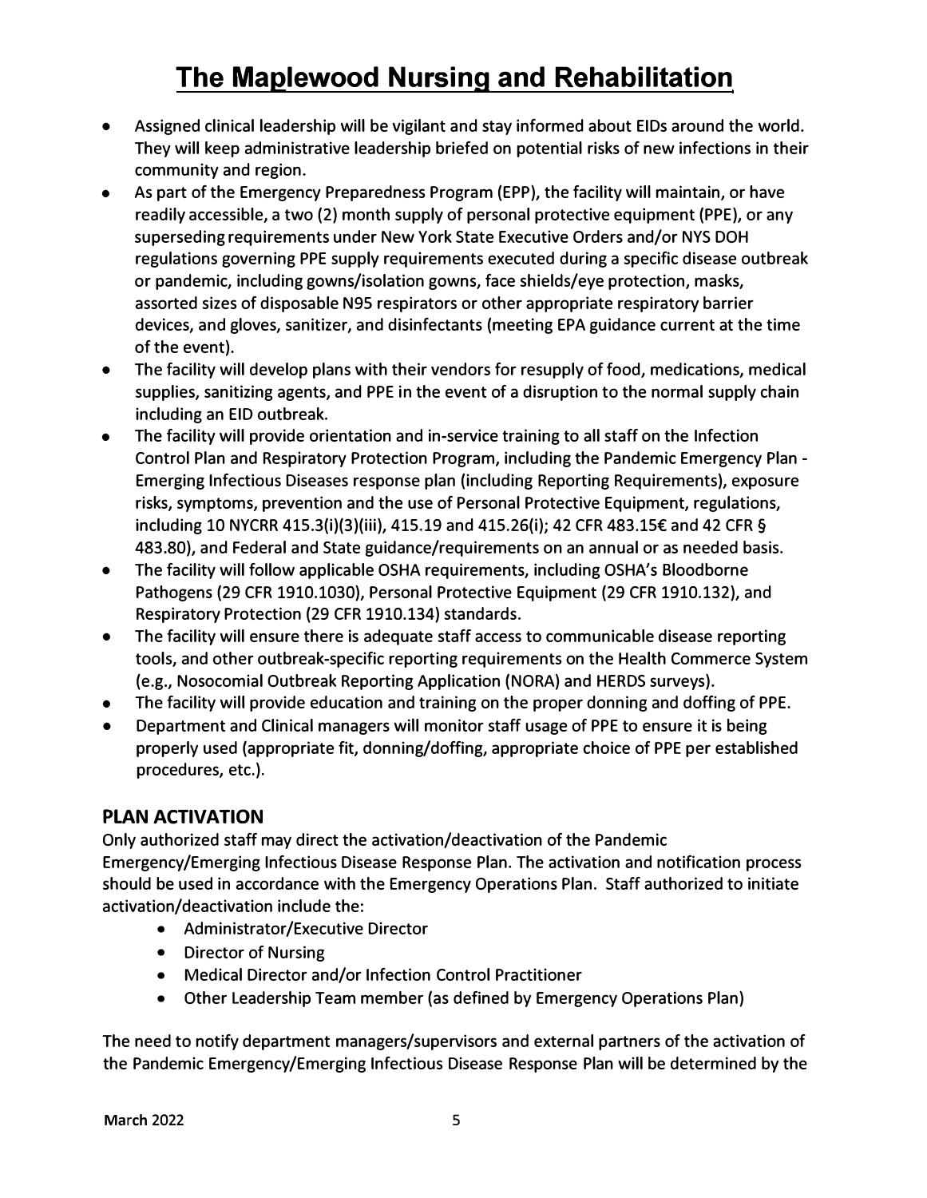# The Maplewood Nursing and Rehabilitation

- Assigned clinical leadership will be vigilant and stay informed about EIDs around the world. They will keep administrative leadership briefed on potential risks of new infections in their community and region.
- As part of the Emergency Preparedness Program (EPP), the facility will maintain, or have readily accessible, a two (2) month supply of personal protective equipment (PPE), or any superseding requirements under New York State Executive Orders and/or NYS DOH regulations governing PPE supply requirements executed during a specific disease outbreak or pandemic, including gowns/isolation gowns, face shields/eye protection, masks, assorted sizes of disposable N95 respirators or other appropriate respiratory barrier devices, and gloves, sanitizer, and disinfectants (meeting EPA guidance current at the time of the event).
- The facility will develop plans with their vendors for resupply of food, medications, medical supplies, sanitizing agents, and PPE in the event of a disruption to the normal supply chain including an EID outbreak.
- The facility will provide orientation and in-service training to all staff on the Infection Control Plan and Respiratory Protection Program, including the Pandemic Emergency Plan - Emerging Infectious Diseases response plan (including Reporting Requirements), exposure risks, symptoms, prevention and the use of Personal Protective Equipment, regulations, including 10 NYCRR 415.3(i)(3)(iii), 415.19 and 415.26(i); 42 CFR 483.15€ and 42 CFR § 483.80), and Federal and State guidance/requirements on an annual or as needed basis.
- The facility will follow applicable OSHA requirements, including OSHA's Bloodborne Pathogens (29 CFR 1910.1030), Personal Protective Equipment (29 CFR 1910.132), and Respiratory Protection (29 CFR 1910.134) standards.
- The facility will ensure there is adequate staff access to communicable disease reporting tools, and other outbreak-specific reporting requirements on the Health Commerce System (e.g., Nosocomial Outbreak Reporting Application (NORA) and HERDS surveys).
- The facility will provide education and training on the proper donning and doffing of PPE.
- Department and Clinical managers will monitor staff usage of PPE to ensure it is being properly used (appropriate fit, donning/doffing, appropriate choice of PPE per established procedures, etc.).

## PLAN ACTIVATION

Only authorized staff may direct the activation/deactivation of the Pandemic Emergency/Emerging Infectious Disease Response Plan. The activation and notification process should be used in accordance with the Emergency Operations Plan. Staff authorized to initiate activation/deactivation include the:

- Administrator/Executive Director
- Director of Nursing
- Medical Director and/or Infection Control Practitioner
- Other Leadership Team member (as defined by Emergency Operations Plan)

The need to notify department managers/supervisors and external partners of the activation of the Pandemic Emergency/Emerging Infectious Disease Response Plan will be determined by the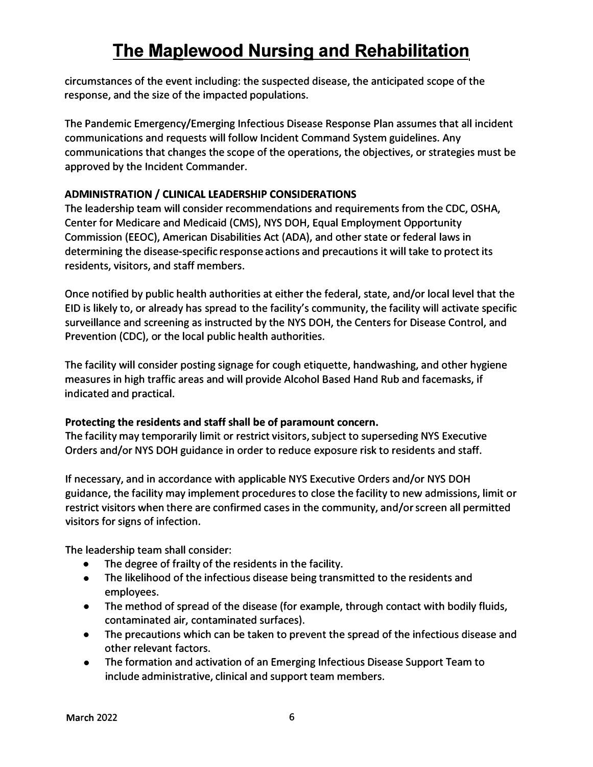circumstances of the event including: the suspected disease, the anticipated scope of the response, and the size of the impacted populations.

The Pandemic Emergency/Emerging Infectious Disease Response Plan assumes that all incident communications and requests will follow Incident Command System guidelines. Any communications that changes the scope of the operations, the objectives, or strategies must be approved by the Incident Commander.

**ADMINISTRATION / CLINICAL LEADERSHIP CONSIDERATIONS**

The leadership team will consider recommendations and requirements from the CDC, OSHA, Center for Medicare and Medicaid (CMS), NYS DOH, Equal Employment Opportunity Commission (EEOC), American Disabilities Act (ADA), and other state or federal laws in determining the disease-specific response actions and precautions it will take to protect its residents, visitors, and staff members.

Once notified by public health authorities at either the federal, state, and/or local level that the EID is likely to, or already has spread to the facility's community, the facility will activate specific surveillance and screening as instructed by the NYS DOH, the Centers for Disease Control, and Prevention (CDC), or the local public health authorities.

The facility will consider posting signage for cough etiquette, handwashing, and other hygiene measures in high traffic areas and will provide Alcohol Based Hand Rub and facemasks, if indicated and practical.

**Protecting the residents and staff shall be of paramount concern.**

The facility may temporarily limit or restrict visitors, subject to superseding NYS Executive Orders and/or NYS DOH guidance in order to reduce exposure risk to residents and staff.

If necessary, and in accordance with applicable NYS Executive Orders and/or NYS DOH guidance, the facility may implement procedures to close the facility to new admissions, limit or restrict visitors when there are confirmed cases in the community, and/or screen all permitted visitors for signs of infection.

The leadership team shall consider:

- The degree of frailty of the residents in the facility.
- The likelihood of the infectious disease being transmitted to the residents and employees.
- The method of spread of the disease (for example, through contact with bodily fluids, contaminated air, contaminated surfaces).
- The precautions which can be taken to prevent the spread of the infectious disease and other relevant factors.
- The formation and activation of an Emerging Infectious Disease Support Team to include administrative, clinical and support team members.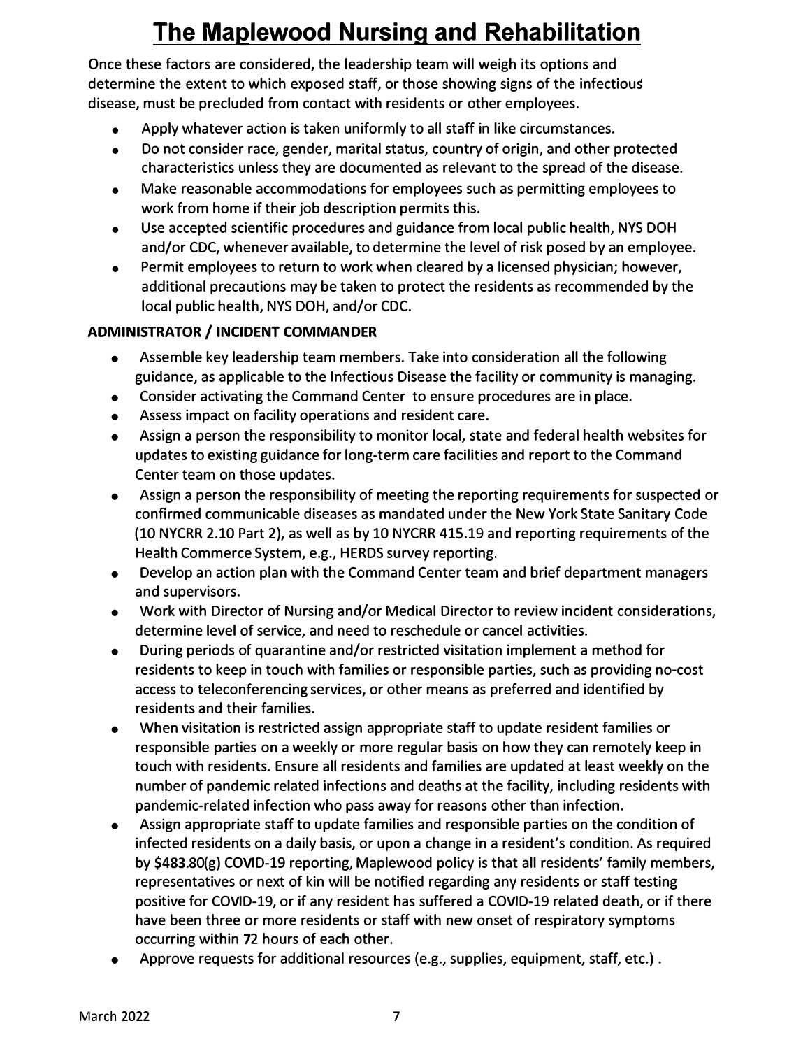# The Maplewood Nursing and Rehabilitation

Once these factors are considered, the leadership team will weigh its options and determine the extent to which exposed staff, or those showing signs of the infectious disease, must be precluded from contact with residents or other employees.

- Apply whatever action is taken uniformly to all staff in like circumstances.
- Do not consider race, gender, marital status, country of origin, and other protected characteristics unless they are documented as relevant to the spread of the disease.
- Make reasonable accommodations for employees such as permitting employees to work from home if their job description permits this.
- Use accepted scientific procedures and guidance from local public health, NYS DOH and/or CDC, whenever available, to determine the level of risk posed by an employee.
- Permit employees to return to work when cleared by a licensed physician; however, additional precautions may be taken to protect the residents as recommended by the local public health, NYS DOH, and/or CDC.

**ADMINISTRATOR / INCIDENT COMMANDER**

- Assemble key leadership team members. Take into consideration all the following guidance, as applicable to the Infectious Disease the facility or community is managing.
- Consider activating the Command Center to ensure procedures are in place.
- Assess impact on facility operations and resident care.
- Assign a person the responsibility to monitor local, state and federal health websites for updates to existing guidance for long-term care facilities and report to the Command Center team on those updates.
- Assign a person the responsibility of meeting the reporting requirements for suspected or confirmed communicable diseases as mandated under the New York State Sanitary Code (10 NYCRR 2.10 Part 2), as well as by 10 NYCRR 415.19 and reporting requirements of the Health Commerce System, e.g., HERDS survey reporting.
- Develop an action plan with the Command Center team and brief department managers and supervisors.
- Work with Director of Nursing and/or Medical Director to review incident considerations, determine level of service, and need to reschedule or cancel activities.
- During periods of quarantine and/or restricted visitation implement a method for residents to keep in touch with families or responsible parties, such as providing no-cost access to teleconferencing services, or other means as preferred and identified by residents and their families.
- When visitation is restricted assign appropriate staff to update resident families or responsible parties on a weekly or more regular basis on how they can remotely keep in touch with residents. Ensure all residents and families are updated at least weekly on the number of pandemic related infections and deaths at the facility, including residents with pandemic-related infection who pass away for reasons other than infection.
- Assign appropriate staff to update families and responsible parties on the condition of infected residents on a daily basis, or upon a change in a resident's condition. As required by $483.80(g) COVID-19 reporting, Maplewood policy is that all residents' family members, representatives or next of kin will be notified regarding any residents or staff testing positive for COVID-19, or if any resident has suffered a COVID-19 related death, or if there have been three or more residents or staff with new onset of respiratory symptoms occurring within 72 hours of each other.
- Approve requests for additional resources (e.g., supplies, equipment, staff, etc.) .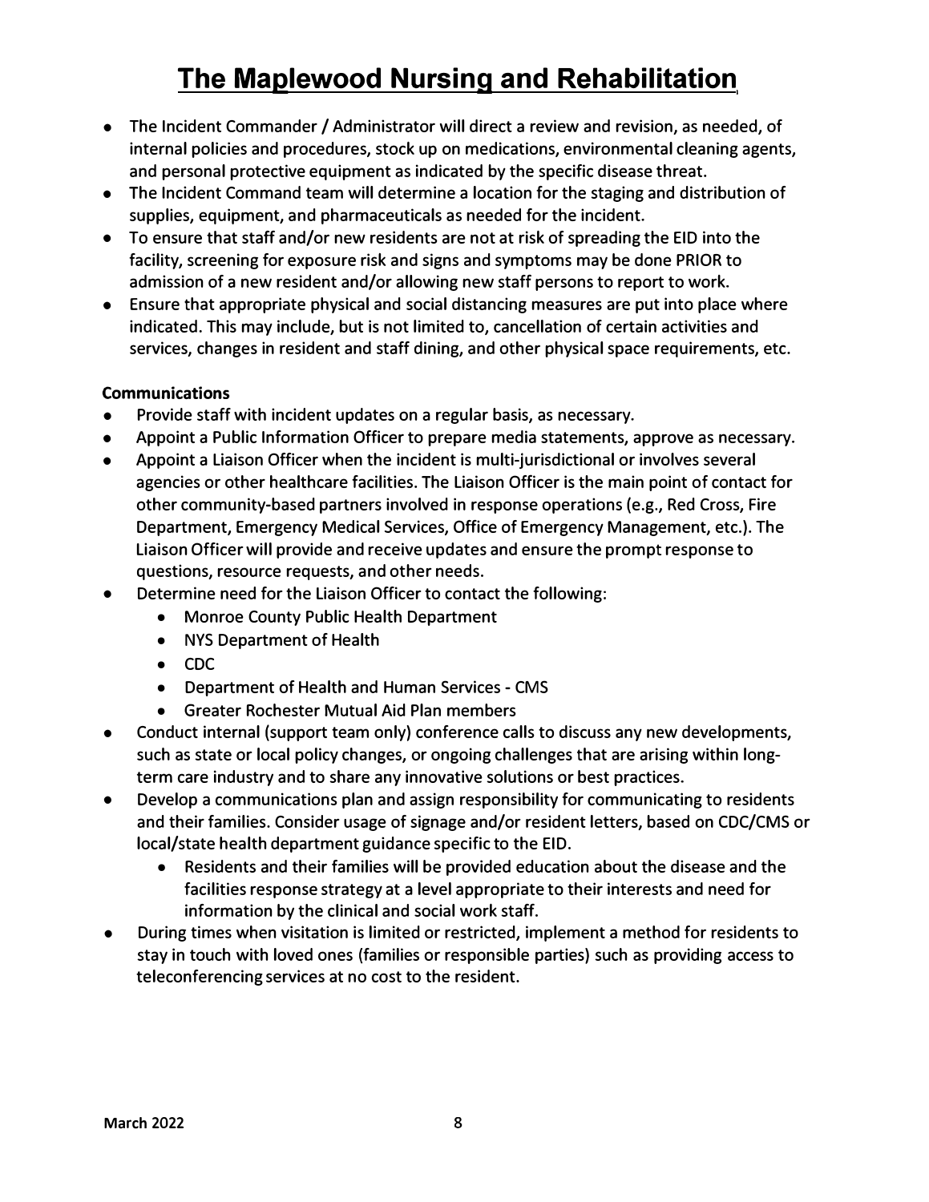- The Incident Commander / Administrator will direct a review and revision, as needed, of internal policies and procedures, stock up on medications, environmental cleaning agents, and personal protective equipment as indicated by the specific disease threat.
- The Incident Command team will determine a location for the staging and distribution of supplies, equipment, and pharmaceuticals as needed for the incident.
- To ensure that staff and/or new residents are not at risk of spreading the EID into the facility, screening for exposure risk and signs and symptoms may be done PRIOR to admission of a new resident and/or allowing new staff persons to report to work.
- Ensure that appropriate physical and social distancing measures are put into place where indicated. This may include, but is not limited to, cancellation of certain activities and services, changes in resident and staff dining, and other physical space requirements, etc.

**Communications**

- Provide staff with incident updates on a regular basis, as necessary.
- Appoint a Public Information Officer to prepare media statements, approve as necessary.
- Appoint a Liaison Officer when the incident is multi-jurisdictional or involves several agencies or other healthcare facilities. The Liaison Officer is the main point of contact for other community-based partners involved in response operations (e.g., Red Cross, Fire Department, Emergency Medical Services, Office of Emergency Management, etc.). The Liaison Officer will provide and receive updates and ensure the prompt response to questions, resource requests, and other needs.
- Determine need for the Liaison Officer to contact the following:
  - Monroe County Public Health Department
  - NYS Department of Health
  - CDC
  - Department of Health and Human Services - CMS
  - Greater Rochester Mutual Aid Plan members
- Conduct internal (support team only) conference calls to discuss any new developments, such as state or local policy changes, or ongoing challenges that are arising within long-term care industry and to share any innovative solutions or best practices.
- Develop a communications plan and assign responsibility for communicating to residents and their families. Consider usage of signage and/or resident letters, based on CDC/CMS or local/state health department guidance specific to the EID.
  - Residents and their families will be provided education about the disease and the facilities response strategy at a level appropriate to their interests and need for information by the clinical and social work staff.
- During times when visitation is limited or restricted, implement a method for residents to stay in touch with loved ones (families or responsible parties) such as providing access to teleconferencing services at no cost to the resident.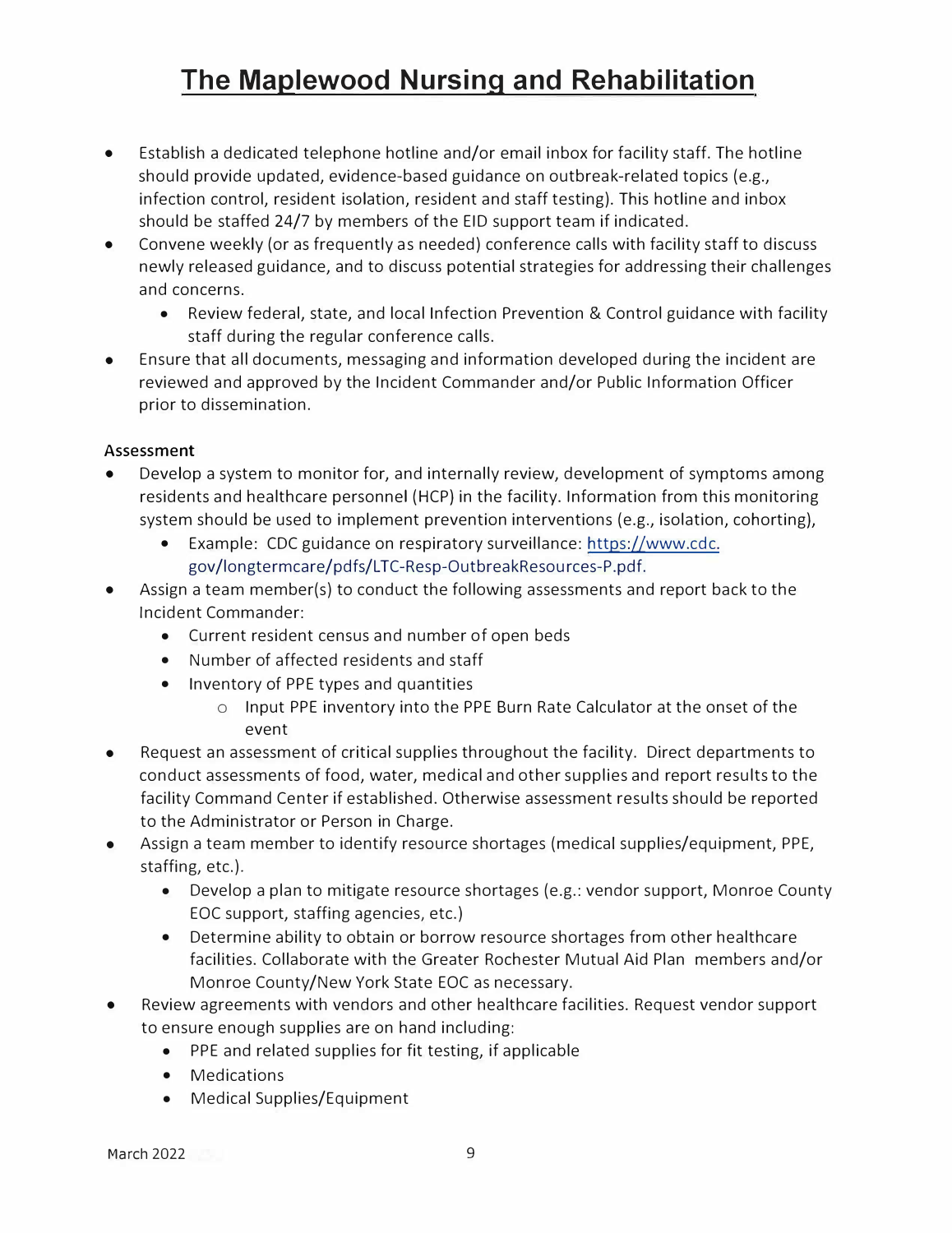# The Maplewood Nursing and Rehabilitation

- Establish a dedicated telephone hotline and/or email inbox for facility staff. The hotline should provide updated, evidence-based guidance on outbreak-related topics (e.g., infection control, resident isolation, resident and staff testing). This hotline and inbox should be staffed 24/7 by members of the EID support team if indicated.
- Convene weekly (or as frequently as needed) conference calls with facility staff to discuss newly released guidance, and to discuss potential strategies for addressing their challenges and concerns.
  - Review federal, state, and local Infection Prevention & Control guidance with facility staff during the regular conference calls.
- Ensure that all documents, messaging and information developed during the incident are reviewed and approved by the Incident Commander and/or Public Information Officer prior to dissemination.

**Assessment**

- Develop a system to monitor for, and internally review, development of symptoms among residents and healthcare personnel (HCP) in the facility. Information from this monitoring system should be used to implement prevention interventions (e.g., isolation, cohorting),
  - Example: CDC guidance on respiratory surveillance: https://www.cdc.gov/longtermcare/pdfs/LTC-Resp-OutbreakResources-P.pdf.
- Assign a team member(s) to conduct the following assessments and report back to the Incident Commander:
  - Current resident census and number of open beds
  - Number of affected residents and staff
  - Inventory of PPE types and quantities
    - Input PPE inventory into the PPE Burn Rate Calculator at the onset of the event
- Request an assessment of critical supplies throughout the facility. Direct departments to conduct assessments of food, water, medical and other supplies and report results to the facility Command Center if established. Otherwise assessment results should be reported to the Administrator or Person in Charge.
- Assign a team member to identify resource shortages (medical supplies/equipment, PPE, staffing, etc.).
  - Develop a plan to mitigate resource shortages (e.g.: vendor support, Monroe County EOC support, staffing agencies, etc.)
  - Determine ability to obtain or borrow resource shortages from other healthcare facilities. Collaborate with the Greater Rochester Mutual Aid Plan members and/or Monroe County/New York State EOC as necessary.
- Review agreements with vendors and other healthcare facilities. Request vendor support to ensure enough supplies are on hand including:
  - PPE and related supplies for fit testing, if applicable
  - Medications
  - Medical Supplies/Equipment

March 2022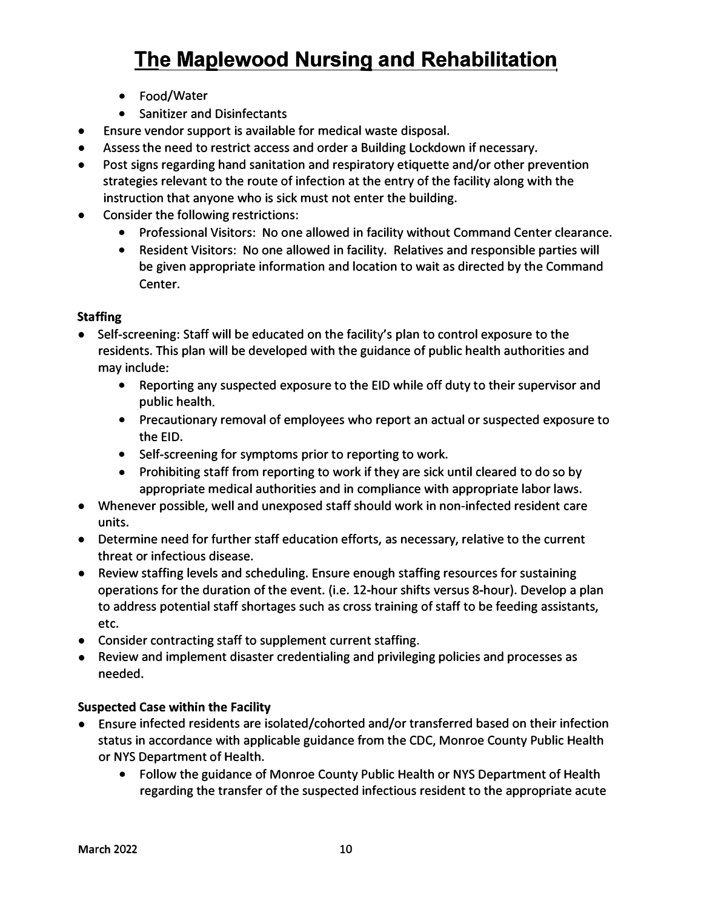- Food/Water
    - Sanitizer and Disinfectants
- Ensure vendor support is available for medical waste disposal.
- Assess the need to restrict access and order a Building Lockdown if necessary.
- Post signs regarding hand sanitation and respiratory etiquette and/or other prevention strategies relevant to the route of infection at the entry of the facility along with the instruction that anyone who is sick must not enter the building.
- Consider the following restrictions:
    - Professional Visitors: No one allowed in facility without Command Center clearance.
    - Resident Visitors: No one allowed in facility. Relatives and responsible parties will be given appropriate information and location to wait as directed by the Command Center.

**Staffing**

- Self-screening: Staff will be educated on the facility's plan to control exposure to the residents. This plan will be developed with the guidance of public health authorities and may include:
    - Reporting any suspected exposure to the EID while off duty to their supervisor and public health.
    - Precautionary removal of employees who report an actual or suspected exposure to the EID.
    - Self-screening for symptoms prior to reporting to work.
    - Prohibiting staff from reporting to work if they are sick until cleared to do so by appropriate medical authorities and in compliance with appropriate labor laws.
- Whenever possible, well and unexposed staff should work in non-infected resident care units.
- Determine need for further staff education efforts, as necessary, relative to the current threat or infectious disease.
- Review staffing levels and scheduling. Ensure enough staffing resources for sustaining operations for the duration of the event. (i.e. 12-hour shifts versus 8-hour). Develop a plan to address potential staff shortages such as cross training of staff to be feeding assistants, etc.
- Consider contracting staff to supplement current staffing.
- Review and implement disaster credentialing and privileging policies and processes as needed.

**Suspected Case within the Facility**

- Ensure infected residents are isolated/cohorted and/or transferred based on their infection status in accordance with applicable guidance from the CDC, Monroe County Public Health or NYS Department of Health.
    - Follow the guidance of Monroe County Public Health or NYS Department of Health regarding the transfer of the suspected infectious resident to the appropriate acute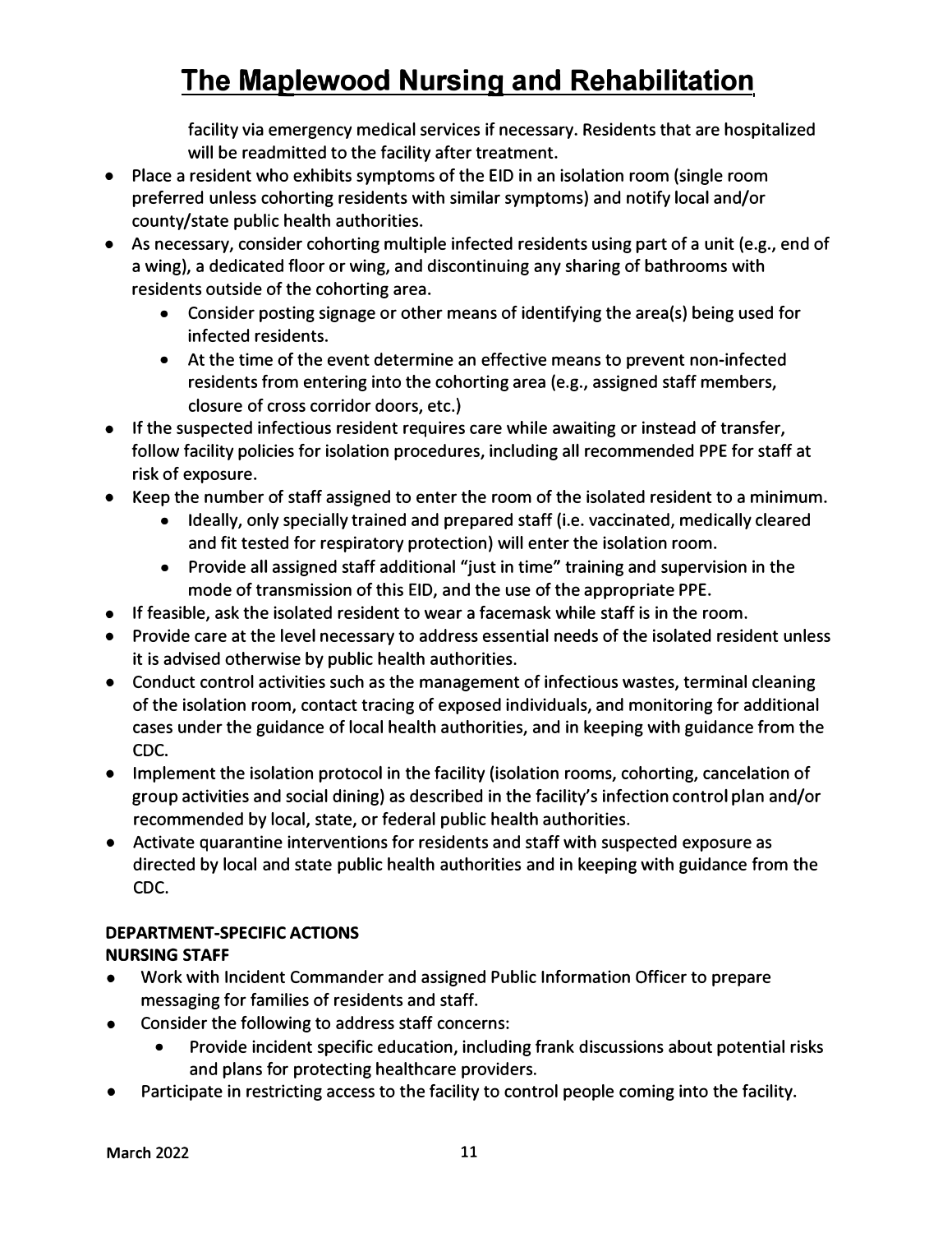facility via emergency medical services if necessary. Residents that are hospitalized will be readmitted to the facility after treatment.

- Place a resident who exhibits symptoms of the EID in an isolation room (single room preferred unless cohorting residents with similar symptoms) and notify local and/or county/state public health authorities.
- As necessary, consider cohorting multiple infected residents using part of a unit (e.g., end of a wing), a dedicated floor or wing, and discontinuing any sharing of bathrooms with residents outside of the cohorting area.
    - Consider posting signage or other means of identifying the area(s) being used for infected residents.
    - At the time of the event determine an effective means to prevent non-infected residents from entering into the cohorting area (e.g., assigned staff members, closure of cross corridor doors, etc.)
- If the suspected infectious resident requires care while awaiting or instead of transfer, follow facility policies for isolation procedures, including all recommended PPE for staff at risk of exposure.
- Keep the number of staff assigned to enter the room of the isolated resident to a minimum.
    - Ideally, only specially trained and prepared staff (i.e. vaccinated, medically cleared and fit tested for respiratory protection) will enter the isolation room.
    - Provide all assigned staff additional "just in time" training and supervision in the mode of transmission of this EID, and the use of the appropriate PPE.
- If feasible, ask the isolated resident to wear a facemask while staff is in the room.
- Provide care at the level necessary to address essential needs of the isolated resident unless it is advised otherwise by public health authorities.
- Conduct control activities such as the management of infectious wastes, terminal cleaning of the isolation room, contact tracing of exposed individuals, and monitoring for additional cases under the guidance of local health authorities, and in keeping with guidance from the CDC.
- Implement the isolation protocol in the facility (isolation rooms, cohorting, cancelation of group activities and social dining) as described in the facility's infection control plan and/or recommended by local, state, or federal public health authorities.
- Activate quarantine interventions for residents and staff with suspected exposure as directed by local and state public health authorities and in keeping with guidance from the CDC.

**DEPARTMENT-SPECIFIC ACTIONS**

**NURSING STAFF**

- Work with Incident Commander and assigned Public Information Officer to prepare messaging for families of residents and staff.
- Consider the following to address staff concerns:
    - Provide incident specific education, including frank discussions about potential risks and plans for protecting healthcare providers.
- Participate in restricting access to the facility to control people coming into the facility.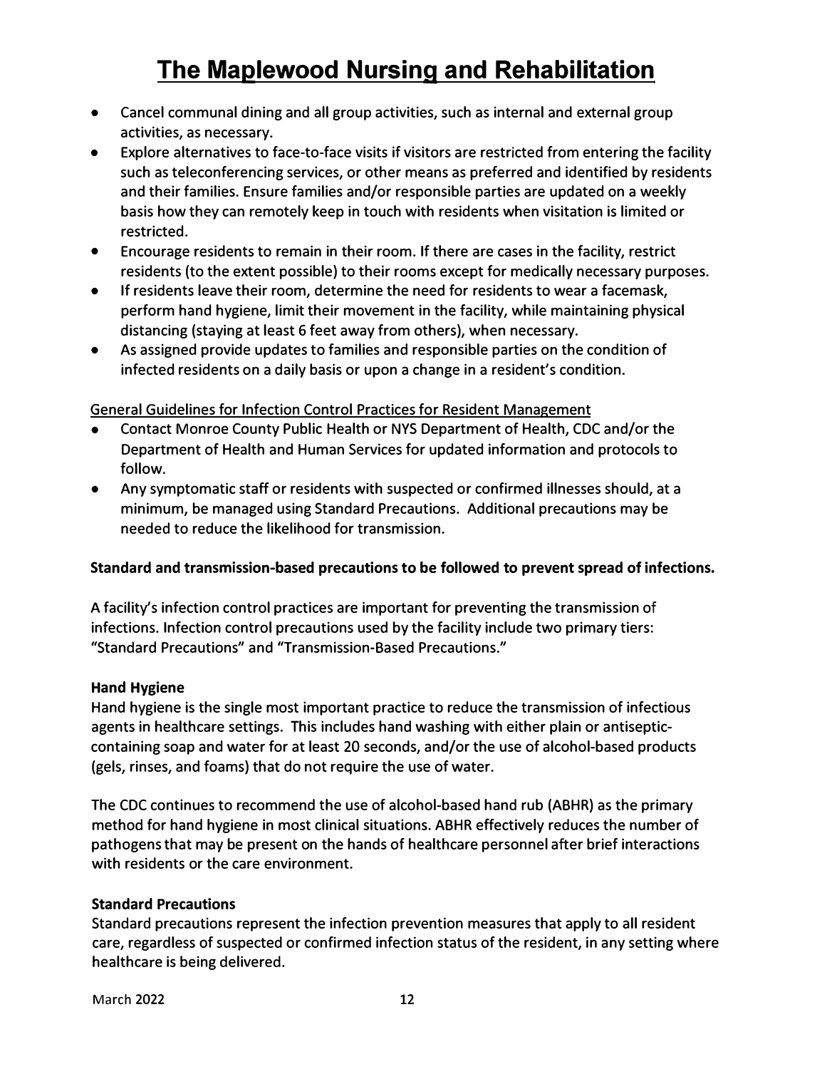- Cancel communal dining and all group activities, such as internal and external group activities, as necessary.
- Explore alternatives to face-to-face visits if visitors are restricted from entering the facility such as teleconferencing services, or other means as preferred and identified by residents and their families. Ensure families and/or responsible parties are updated on a weekly basis how they can remotely keep in touch with residents when visitation is limited or restricted.
- Encourage residents to remain in their room. If there are cases in the facility, restrict residents (to the extent possible) to their rooms except for medically necessary purposes.
- If residents leave their room, determine the need for residents to wear a facemask, perform hand hygiene, limit their movement in the facility, while maintaining physical distancing (staying at least 6 feet away from others), when necessary.
- As assigned provide updates to families and responsible parties on the condition of infected residents on a daily basis or upon a change in a resident's condition.

<u>General Guidelines for Infection Control Practices for Resident Management</u>

- Contact Monroe County Public Health or NYS Department of Health, CDC and/or the Department of Health and Human Services for updated information and protocols to follow.
- Any symptomatic staff or residents with suspected or confirmed illnesses should, at a minimum, be managed using Standard Precautions. Additional precautions may be needed to reduce the likelihood for transmission.

**Standard and transmission-based precautions to be followed to prevent spread of infections.**

A facility's infection control practices are important for preventing the transmission of infections. Infection control precautions used by the facility include two primary tiers: "Standard Precautions" and "Transmission-Based Precautions."

**Hand Hygiene**

Hand hygiene is the single most important practice to reduce the transmission of infectious agents in healthcare settings. This includes hand washing with either plain or antiseptic-containing soap and water for at least 20 seconds, and/or the use of alcohol-based products (gels, rinses, and foams) that do not require the use of water.

The CDC continues to recommend the use of alcohol-based hand rub (ABHR) as the primary method for hand hygiene in most clinical situations. ABHR effectively reduces the number of pathogens that may be present on the hands of healthcare personnel after brief interactions with residents or the care environment.

**Standard Precautions**

Standard precautions represent the infection prevention measures that apply to all resident care, regardless of suspected or confirmed infection status of the resident, in any setting where healthcare is being delivered.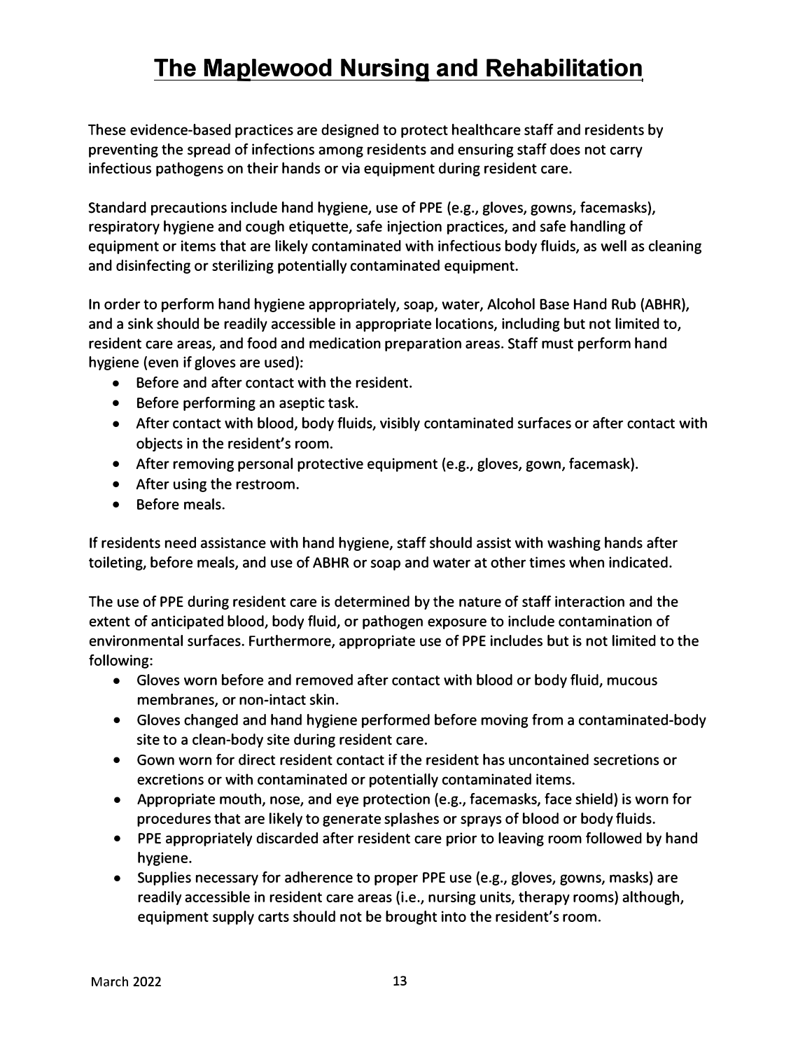# The Maplewood Nursing and Rehabilitation

These evidence-based practices are designed to protect healthcare staff and residents by preventing the spread of infections among residents and ensuring staff does not carry infectious pathogens on their hands or via equipment during resident care.

Standard precautions include hand hygiene, use of PPE (e.g., gloves, gowns, facemasks), respiratory hygiene and cough etiquette, safe injection practices, and safe handling of equipment or items that are likely contaminated with infectious body fluids, as well as cleaning and disinfecting or sterilizing potentially contaminated equipment.

In order to perform hand hygiene appropriately, soap, water, Alcohol Base Hand Rub (ABHR), and a sink should be readily accessible in appropriate locations, including but not limited to, resident care areas, and food and medication preparation areas. Staff must perform hand hygiene (even if gloves are used):

- Before and after contact with the resident.
- Before performing an aseptic task.
- After contact with blood, body fluids, visibly contaminated surfaces or after contact with objects in the resident's room.
- After removing personal protective equipment (e.g., gloves, gown, facemask).
- After using the restroom.
- Before meals.

If residents need assistance with hand hygiene, staff should assist with washing hands after toileting, before meals, and use of ABHR or soap and water at other times when indicated.

The use of PPE during resident care is determined by the nature of staff interaction and the extent of anticipated blood, body fluid, or pathogen exposure to include contamination of environmental surfaces. Furthermore, appropriate use of PPE includes but is not limited to the following:

- Gloves worn before and removed after contact with blood or body fluid, mucous membranes, or non-intact skin.
- Gloves changed and hand hygiene performed before moving from a contaminated-body site to a clean-body site during resident care.
- Gown worn for direct resident contact if the resident has uncontained secretions or excretions or with contaminated or potentially contaminated items.
- Appropriate mouth, nose, and eye protection (e.g., facemasks, face shield) is worn for procedures that are likely to generate splashes or sprays of blood or body fluids.
- PPE appropriately discarded after resident care prior to leaving room followed by hand hygiene.
- Supplies necessary for adherence to proper PPE use (e.g., gloves, gowns, masks) are readily accessible in resident care areas (i.e., nursing units, therapy rooms) although, equipment supply carts should not be brought into the resident's room.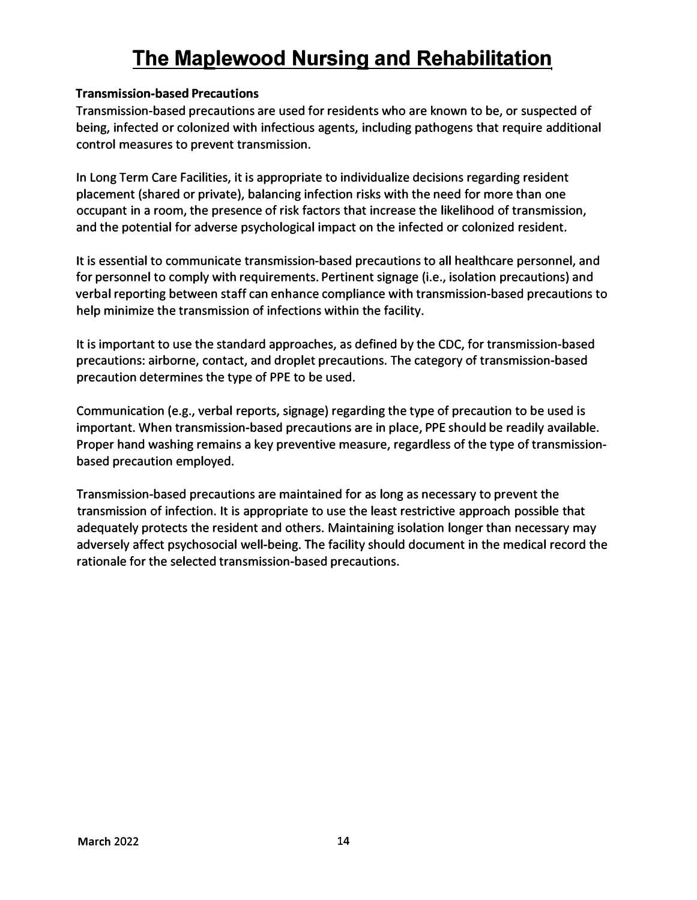# The Maplewood Nursing and Rehabilitation

**Transmission-based Precautions**

Transmission-based precautions are used for residents who are known to be, or suspected of being, infected or colonized with infectious agents, including pathogens that require additional control measures to prevent transmission.

In Long Term Care Facilities, it is appropriate to individualize decisions regarding resident placement (shared or private), balancing infection risks with the need for more than one occupant in a room, the presence of risk factors that increase the likelihood of transmission, and the potential for adverse psychological impact on the infected or colonized resident.

It is essential to communicate transmission-based precautions to all healthcare personnel, and for personnel to comply with requirements. Pertinent signage (i.e., isolation precautions) and verbal reporting between staff can enhance compliance with transmission-based precautions to help minimize the transmission of infections within the facility.

It is important to use the standard approaches, as defined by the CDC, for transmission-based precautions: airborne, contact, and droplet precautions. The category of transmission-based precaution determines the type of PPE to be used.

Communication (e.g., verbal reports, signage) regarding the type of precaution to be used is important. When transmission-based precautions are in place, PPE should be readily available. Proper hand washing remains a key preventive measure, regardless of the type of transmission-based precaution employed.

Transmission-based precautions are maintained for as long as necessary to prevent the transmission of infection. It is appropriate to use the least restrictive approach possible that adequately protects the resident and others. Maintaining isolation longer than necessary may adversely affect psychosocial well-being. The facility should document in the medical record the rationale for the selected transmission-based precautions.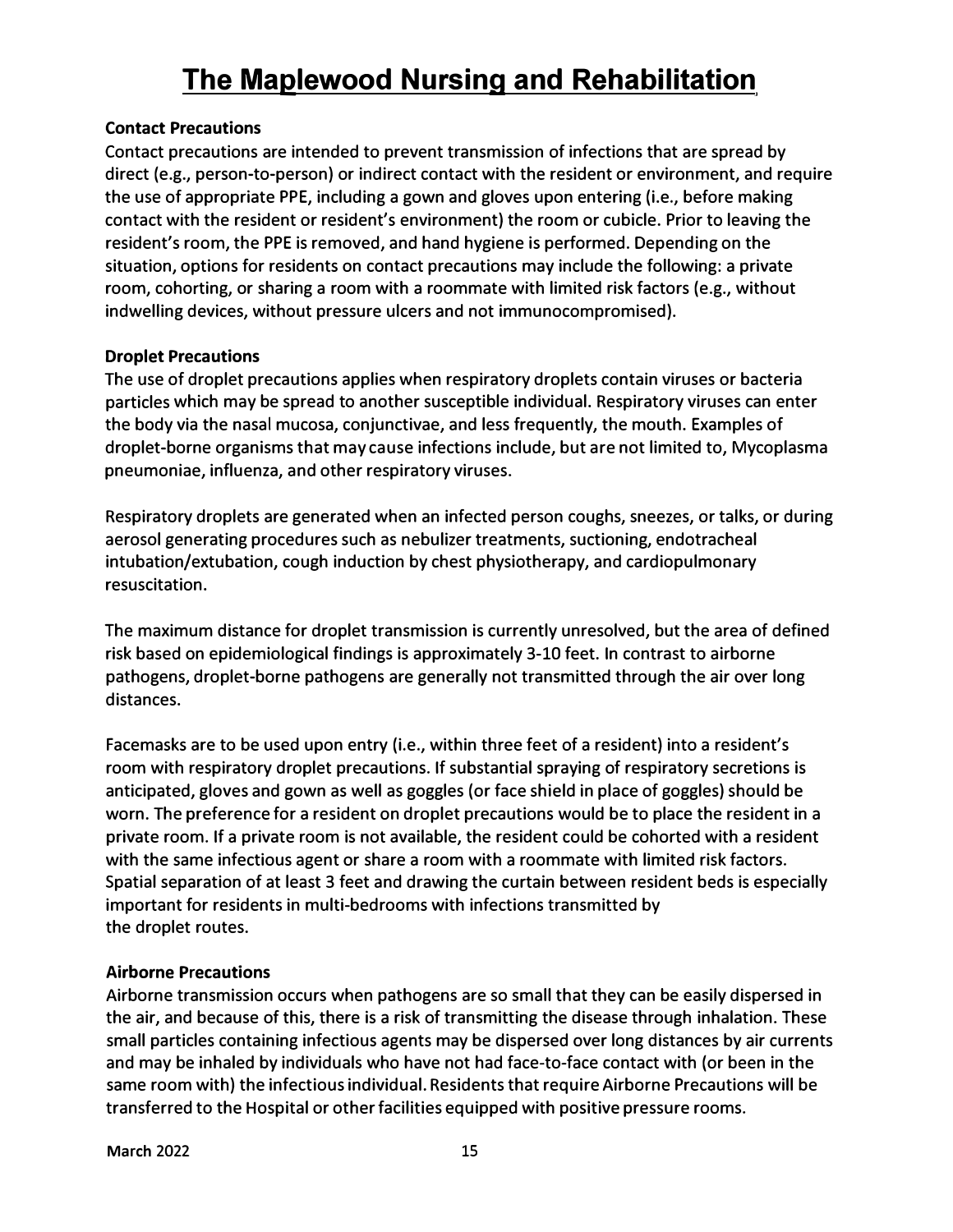# The Maplewood Nursing and Rehabilitation

**Contact Precautions**

Contact precautions are intended to prevent transmission of infections that are spread by direct (e.g., person-to-person) or indirect contact with the resident or environment, and require the use of appropriate PPE, including a gown and gloves upon entering (i.e., before making contact with the resident or resident's environment) the room or cubicle. Prior to leaving the resident's room, the PPE is removed, and hand hygiene is performed. Depending on the situation, options for residents on contact precautions may include the following: a private room, cohorting, or sharing a room with a roommate with limited risk factors (e.g., without indwelling devices, without pressure ulcers and not immunocompromised).

**Droplet Precautions**

The use of droplet precautions applies when respiratory droplets contain viruses or bacteria particles which may be spread to another susceptible individual. Respiratory viruses can enter the body via the nasal mucosa, conjunctivae, and less frequently, the mouth. Examples of droplet-borne organisms that may cause infections include, but are not limited to, Mycoplasma pneumoniae, influenza, and other respiratory viruses.

Respiratory droplets are generated when an infected person coughs, sneezes, or talks, or during aerosol generating procedures such as nebulizer treatments, suctioning, endotracheal intubation/extubation, cough induction by chest physiotherapy, and cardiopulmonary resuscitation.

The maximum distance for droplet transmission is currently unresolved, but the area of defined risk based on epidemiological findings is approximately 3-10 feet. In contrast to airborne pathogens, droplet-borne pathogens are generally not transmitted through the air over long distances.

Facemasks are to be used upon entry (i.e., within three feet of a resident) into a resident's room with respiratory droplet precautions. If substantial spraying of respiratory secretions is anticipated, gloves and gown as well as goggles (or face shield in place of goggles) should be worn. The preference for a resident on droplet precautions would be to place the resident in a private room. If a private room is not available, the resident could be cohorted with a resident with the same infectious agent or share a room with a roommate with limited risk factors. Spatial separation of at least 3 feet and drawing the curtain between resident beds is especially important for residents in multi-bedrooms with infections transmitted by the droplet routes.

**Airborne Precautions**

Airborne transmission occurs when pathogens are so small that they can be easily dispersed in the air, and because of this, there is a risk of transmitting the disease through inhalation. These small particles containing infectious agents may be dispersed over long distances by air currents and may be inhaled by individuals who have not had face-to-face contact with (or been in the same room with) the infectious individual. Residents that require Airborne Precautions will be transferred to the Hospital or other facilities equipped with positive pressure rooms.

March 2022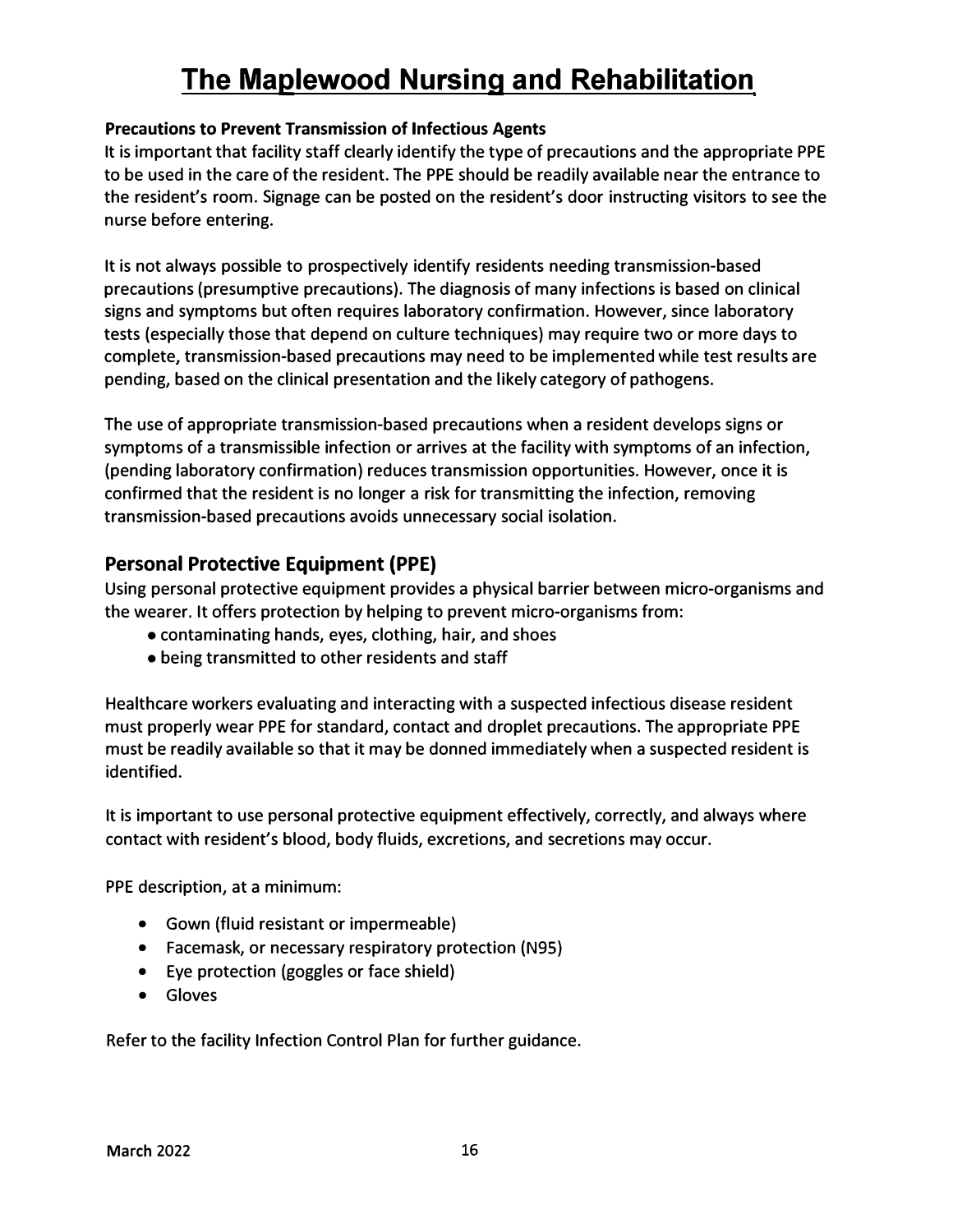# The Maplewood Nursing and Rehabilitation

**Precautions to Prevent Transmission of Infectious Agents**

It is important that facility staff clearly identify the type of precautions and the appropriate PPE to be used in the care of the resident. The PPE should be readily available near the entrance to the resident's room. Signage can be posted on the resident's door instructing visitors to see the nurse before entering.

It is not always possible to prospectively identify residents needing transmission-based precautions (presumptive precautions). The diagnosis of many infections is based on clinical signs and symptoms but often requires laboratory confirmation. However, since laboratory tests (especially those that depend on culture techniques) may require two or more days to complete, transmission-based precautions may need to be implemented while test results are pending, based on the clinical presentation and the likely category of pathogens.

The use of appropriate transmission-based precautions when a resident develops signs or symptoms of a transmissible infection or arrives at the facility with symptoms of an infection, (pending laboratory confirmation) reduces transmission opportunities. However, once it is confirmed that the resident is no longer a risk for transmitting the infection, removing transmission-based precautions avoids unnecessary social isolation.

## Personal Protective Equipment (PPE)

Using personal protective equipment provides a physical barrier between micro-organisms and the wearer. It offers protection by helping to prevent micro-organisms from:

- contaminating hands, eyes, clothing, hair, and shoes
- being transmitted to other residents and staff

Healthcare workers evaluating and interacting with a suspected infectious disease resident must properly wear PPE for standard, contact and droplet precautions. The appropriate PPE must be readily available so that it may be donned immediately when a suspected resident is identified.

It is important to use personal protective equipment effectively, correctly, and always where contact with resident's blood, body fluids, excretions, and secretions may occur.

PPE description, at a minimum:

- Gown (fluid resistant or impermeable)
- Facemask, or necessary respiratory protection (N95)
- Eye protection (goggles or face shield)
- Gloves

Refer to the facility Infection Control Plan for further guidance.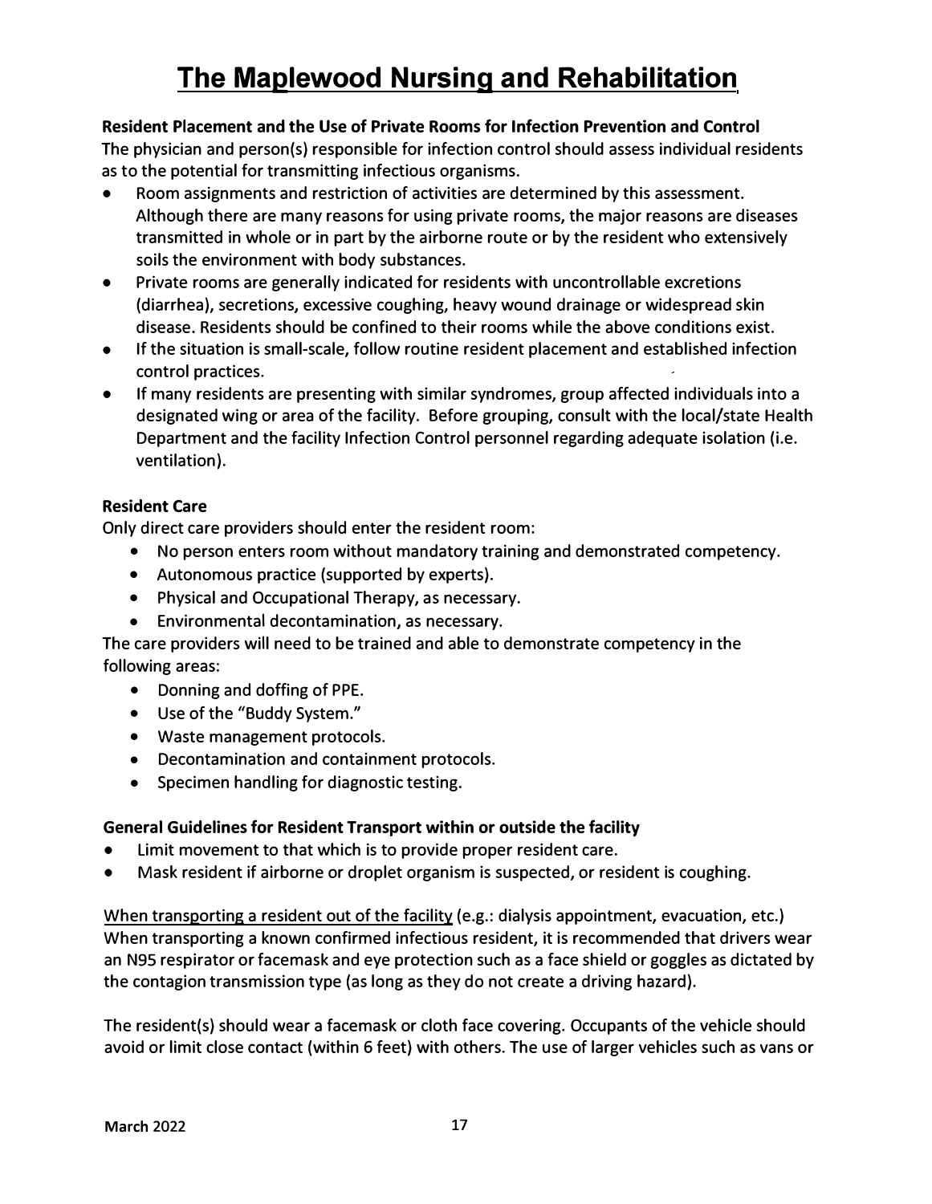# The Maplewood Nursing and Rehabilitation

**Resident Placement and the Use of Private Rooms for Infection Prevention and Control**

The physician and person(s) responsible for infection control should assess individual residents as to the potential for transmitting infectious organisms.

- Room assignments and restriction of activities are determined by this assessment. Although there are many reasons for using private rooms, the major reasons are diseases transmitted in whole or in part by the airborne route or by the resident who extensively soils the environment with body substances.
- Private rooms are generally indicated for residents with uncontrollable excretions (diarrhea), secretions, excessive coughing, heavy wound drainage or widespread skin disease. Residents should be confined to their rooms while the above conditions exist.
- If the situation is small-scale, follow routine resident placement and established infection control practices.
- If many residents are presenting with similar syndromes, group affected individuals into a designated wing or area of the facility. Before grouping, consult with the local/state Health Department and the facility Infection Control personnel regarding adequate isolation (i.e. ventilation).

**Resident Care**

Only direct care providers should enter the resident room:

- No person enters room without mandatory training and demonstrated competency.
- Autonomous practice (supported by experts).
- Physical and Occupational Therapy, as necessary.
- Environmental decontamination, as necessary.

The care providers will need to be trained and able to demonstrate competency in the following areas:

- Donning and doffing of PPE.
- Use of the "Buddy System."
- Waste management protocols.
- Decontamination and containment protocols.
- Specimen handling for diagnostic testing.

**General Guidelines for Resident Transport within or outside the facility**

- Limit movement to that which is to provide proper resident care.
- Mask resident if airborne or droplet organism is suspected, or resident is coughing.

<u>When transporting a resident out of the facility</u> (e.g.: dialysis appointment, evacuation, etc.) When transporting a known confirmed infectious resident, it is recommended that drivers wear an N95 respirator or facemask and eye protection such as a face shield or goggles as dictated by the contagion transmission type (as long as they do not create a driving hazard).

The resident(s) should wear a facemask or cloth face covering. Occupants of the vehicle should avoid or limit close contact (within 6 feet) with others. The use of larger vehicles such as vans or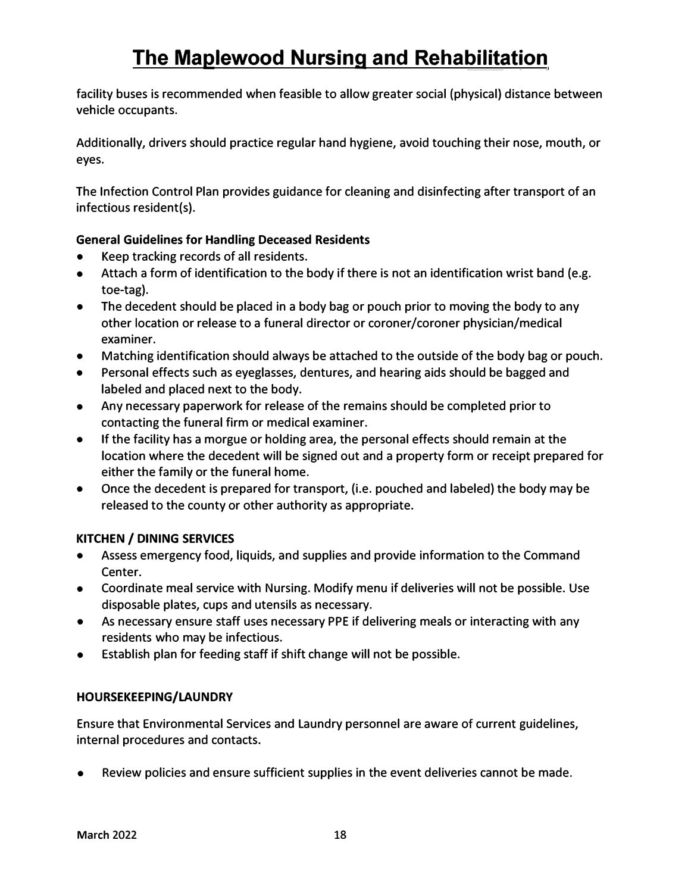facility buses is recommended when feasible to allow greater social (physical) distance between vehicle occupants.

Additionally, drivers should practice regular hand hygiene, avoid touching their nose, mouth, or eyes.

The Infection Control Plan provides guidance for cleaning and disinfecting after transport of an infectious resident(s).

**General Guidelines for Handling Deceased Residents**

- Keep tracking records of all residents.
- Attach a form of identification to the body if there is not an identification wrist band (e.g. toe-tag).
- The decedent should be placed in a body bag or pouch prior to moving the body to any other location or release to a funeral director or coroner/coroner physician/medical examiner.
- Matching identification should always be attached to the outside of the body bag or pouch.
- Personal effects such as eyeglasses, dentures, and hearing aids should be bagged and labeled and placed next to the body.
- Any necessary paperwork for release of the remains should be completed prior to contacting the funeral firm or medical examiner.
- If the facility has a morgue or holding area, the personal effects should remain at the location where the decedent will be signed out and a property form or receipt prepared for either the family or the funeral home.
- Once the decedent is prepared for transport, (i.e. pouched and labeled) the body may be released to the county or other authority as appropriate.

**KITCHEN / DINING SERVICES**

- Assess emergency food, liquids, and supplies and provide information to the Command Center.
- Coordinate meal service with Nursing. Modify menu if deliveries will not be possible. Use disposable plates, cups and utensils as necessary.
- As necessary ensure staff uses necessary PPE if delivering meals or interacting with any residents who may be infectious.
- Establish plan for feeding staff if shift change will not be possible.

**HOURSEKEEPING/LAUNDRY**

Ensure that Environmental Services and Laundry personnel are aware of current guidelines, internal procedures and contacts.

- Review policies and ensure sufficient supplies in the event deliveries cannot be made.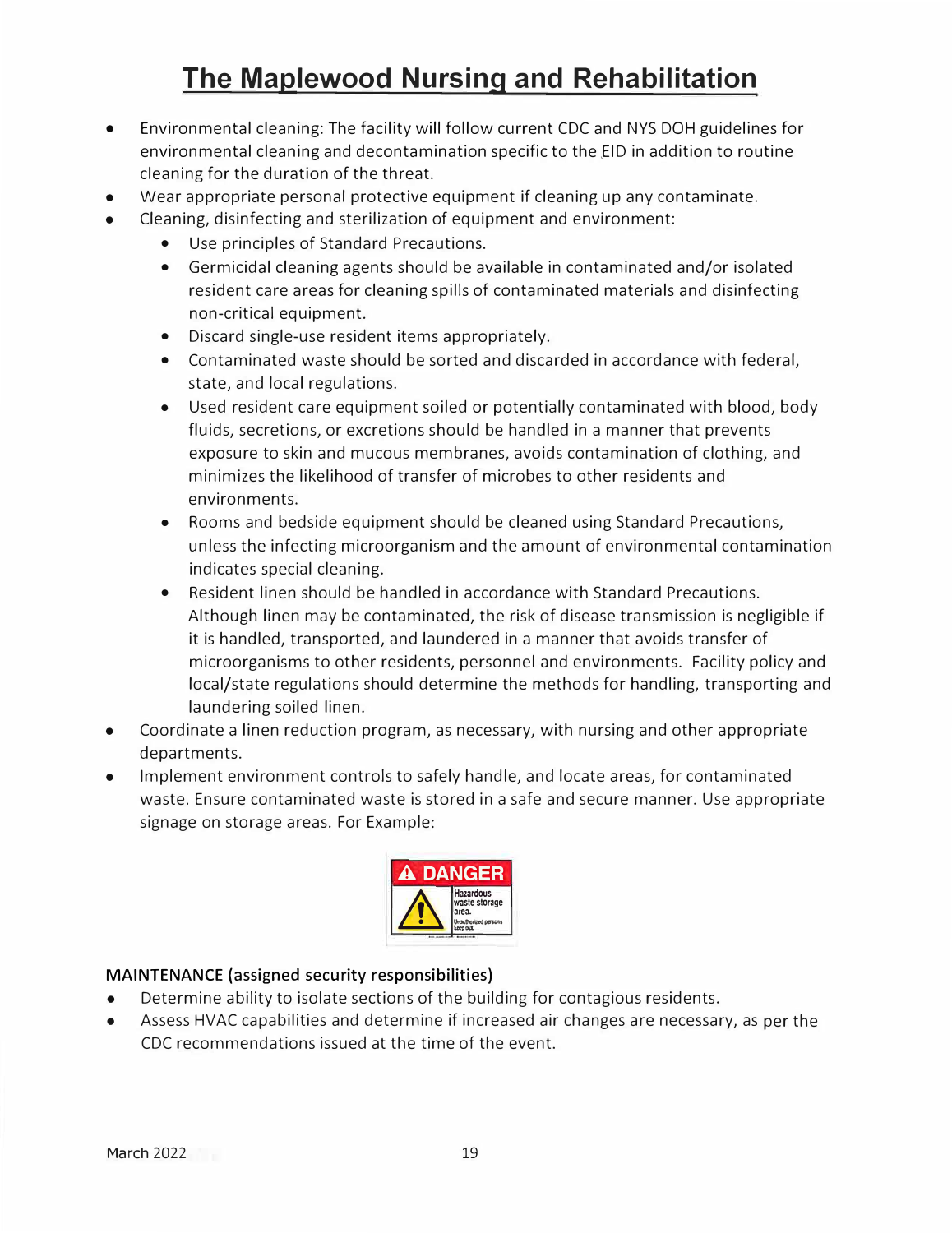- Environmental cleaning: The facility will follow current CDC and NYS DOH guidelines for environmental cleaning and decontamination specific to the EID in addition to routine cleaning for the duration of the threat.
- Wear appropriate personal protective equipment if cleaning up any contaminate.
- Cleaning, disinfecting and sterilization of equipment and environment:
  - Use principles of Standard Precautions.
  - Germicidal cleaning agents should be available in contaminated and/or isolated resident care areas for cleaning spills of contaminated materials and disinfecting non-critical equipment.
  - Discard single-use resident items appropriately.
  - Contaminated waste should be sorted and discarded in accordance with federal, state, and local regulations.
  - Used resident care equipment soiled or potentially contaminated with blood, body fluids, secretions, or excretions should be handled in a manner that prevents exposure to skin and mucous membranes, avoids contamination of clothing, and minimizes the likelihood of transfer of microbes to other residents and environments.
  - Rooms and bedside equipment should be cleaned using Standard Precautions, unless the infecting microorganism and the amount of environmental contamination indicates special cleaning.
  - Resident linen should be handled in accordance with Standard Precautions. Although linen may be contaminated, the risk of disease transmission is negligible if it is handled, transported, and laundered in a manner that avoids transfer of microorganisms to other residents, personnel and environments. Facility policy and local/state regulations should determine the methods for handling, transporting and laundering soiled linen.
- Coordinate a linen reduction program, as necessary, with nursing and other appropriate departments.
- Implement environment controls to safely handle, and locate areas, for contaminated waste. Ensure contaminated waste is stored in a safe and secure manner. Use appropriate signage on storage areas. For Example:

**MAINTENANCE (assigned security responsibilities)**

- Determine ability to isolate sections of the building for contagious residents.
- Assess HVAC capabilities and determine if increased air changes are necessary, as per the CDC recommendations issued at the time of the event.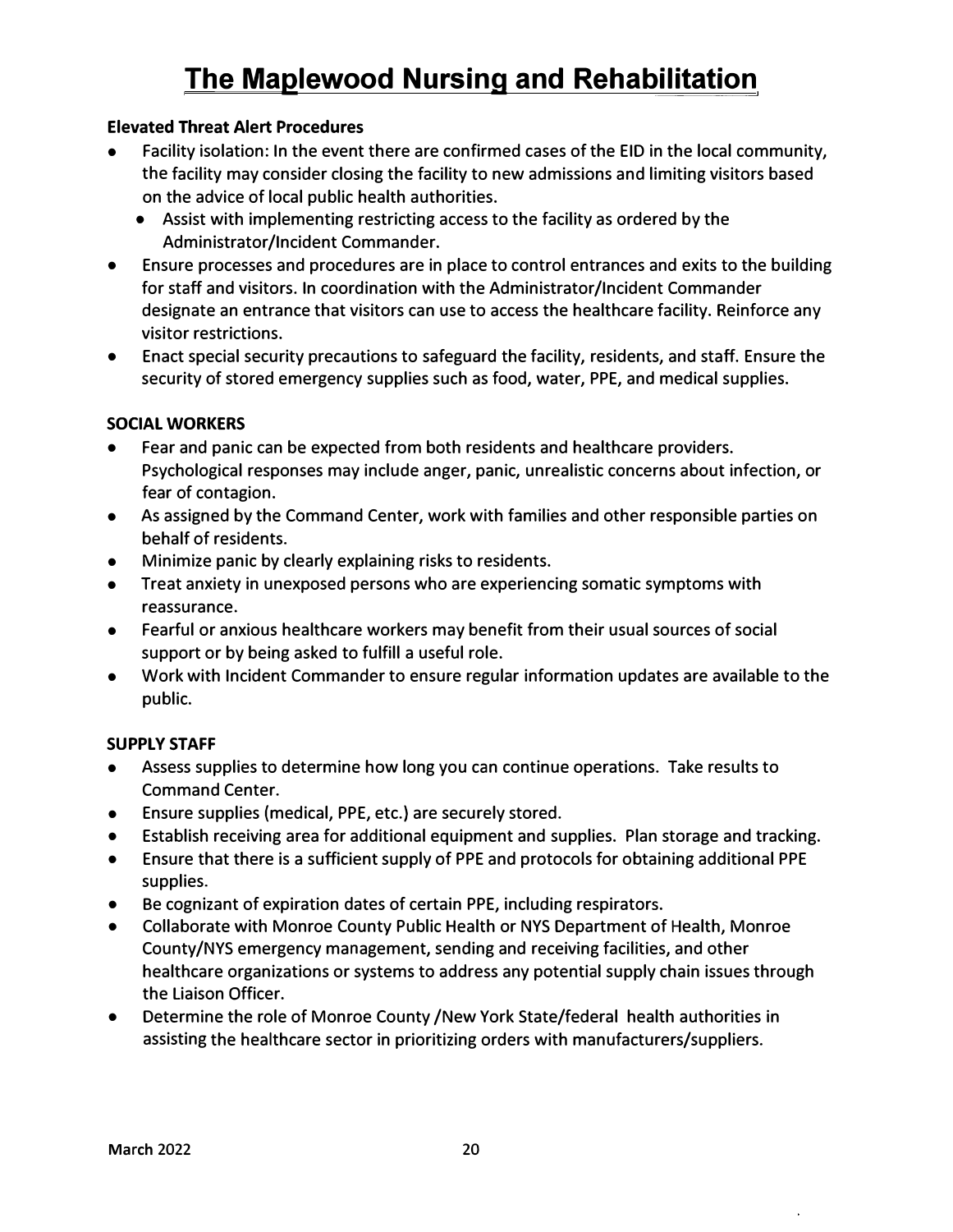# The Maplewood Nursing and Rehabilitation

**Elevated Threat Alert Procedures**

- Facility isolation: In the event there are confirmed cases of the EID in the local community, the facility may consider closing the facility to new admissions and limiting visitors based on the advice of local public health authorities.
  - Assist with implementing restricting access to the facility as ordered by the Administrator/Incident Commander.
- Ensure processes and procedures are in place to control entrances and exits to the building for staff and visitors. In coordination with the Administrator/Incident Commander designate an entrance that visitors can use to access the healthcare facility. Reinforce any visitor restrictions.
- Enact special security precautions to safeguard the facility, residents, and staff. Ensure the security of stored emergency supplies such as food, water, PPE, and medical supplies.

**SOCIAL WORKERS**

- Fear and panic can be expected from both residents and healthcare providers. Psychological responses may include anger, panic, unrealistic concerns about infection, or fear of contagion.
- As assigned by the Command Center, work with families and other responsible parties on behalf of residents.
- Minimize panic by clearly explaining risks to residents.
- Treat anxiety in unexposed persons who are experiencing somatic symptoms with reassurance.
- Fearful or anxious healthcare workers may benefit from their usual sources of social support or by being asked to fulfill a useful role.
- Work with Incident Commander to ensure regular information updates are available to the public.

**SUPPLY STAFF**

- Assess supplies to determine how long you can continue operations. Take results to Command Center.
- Ensure supplies (medical, PPE, etc.) are securely stored.
- Establish receiving area for additional equipment and supplies. Plan storage and tracking.
- Ensure that there is a sufficient supply of PPE and protocols for obtaining additional PPE supplies.
- Be cognizant of expiration dates of certain PPE, including respirators.
- Collaborate with Monroe County Public Health or NYS Department of Health, Monroe County/NYS emergency management, sending and receiving facilities, and other healthcare organizations or systems to address any potential supply chain issues through the Liaison Officer.
- Determine the role of Monroe County /New York State/federal health authorities in assisting the healthcare sector in prioritizing orders with manufacturers/suppliers.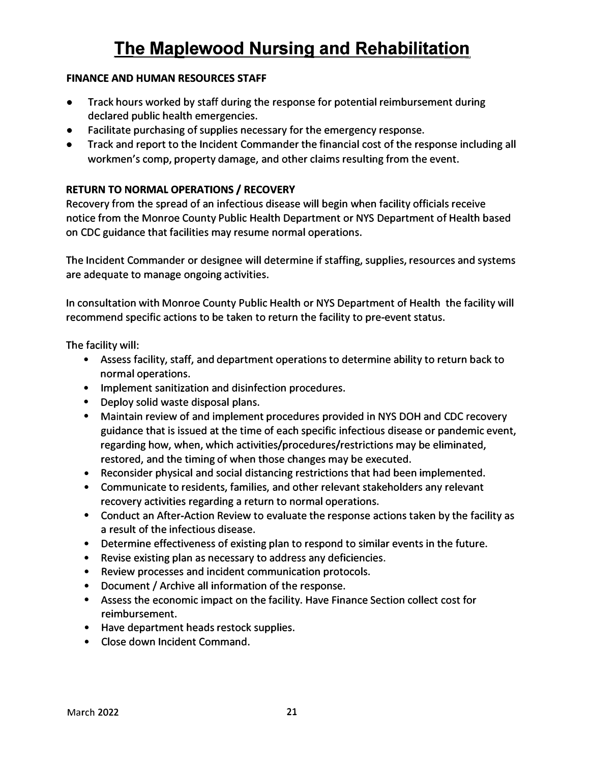# The Maplewood Nursing and Rehabilitation

**FINANCE AND HUMAN RESOURCES STAFF**

- Track hours worked by staff during the response for potential reimbursement during declared public health emergencies.
- Facilitate purchasing of supplies necessary for the emergency response.
- Track and report to the Incident Commander the financial cost of the response including all workmen's comp, property damage, and other claims resulting from the event.

**RETURN TO NORMAL OPERATIONS / RECOVERY**

Recovery from the spread of an infectious disease will begin when facility officials receive notice from the Monroe County Public Health Department or NYS Department of Health based on CDC guidance that facilities may resume normal operations.

The Incident Commander or designee will determine if staffing, supplies, resources and systems are adequate to manage ongoing activities.

In consultation with Monroe County Public Health or NYS Department of Health the facility will recommend specific actions to be taken to return the facility to pre-event status.

The facility will:

- Assess facility, staff, and department operations to determine ability to return back to normal operations.
- Implement sanitization and disinfection procedures.
- Deploy solid waste disposal plans.
- Maintain review of and implement procedures provided in NYS DOH and CDC recovery guidance that is issued at the time of each specific infectious disease or pandemic event, regarding how, when, which activities/procedures/restrictions may be eliminated, restored, and the timing of when those changes may be executed.
- Reconsider physical and social distancing restrictions that had been implemented.
- Communicate to residents, families, and other relevant stakeholders any relevant recovery activities regarding a return to normal operations.
- Conduct an After-Action Review to evaluate the response actions taken by the facility as a result of the infectious disease.
- Determine effectiveness of existing plan to respond to similar events in the future.
- Revise existing plan as necessary to address any deficiencies.
- Review processes and incident communication protocols.
- Document / Archive all information of the response.
- Assess the economic impact on the facility. Have Finance Section collect cost for reimbursement.
- Have department heads restock supplies.
- Close down Incident Command.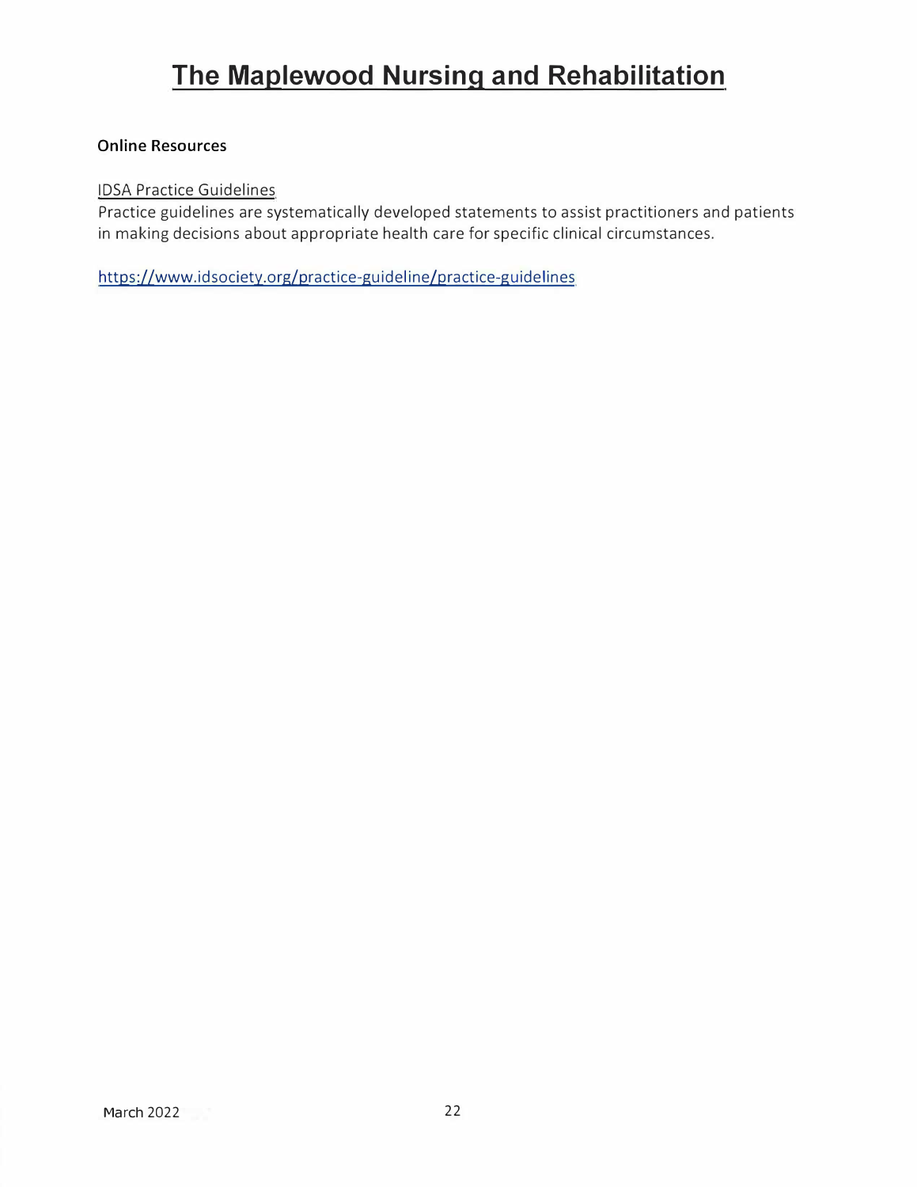**Online Resources**

IDSA Practice Guidelines
Practice guidelines are systematically developed statements to assist practitioners and patients in making decisions about appropriate health care for specific clinical circumstances.

https://www.idsociety.org/practice-guideline/practice-guidelines